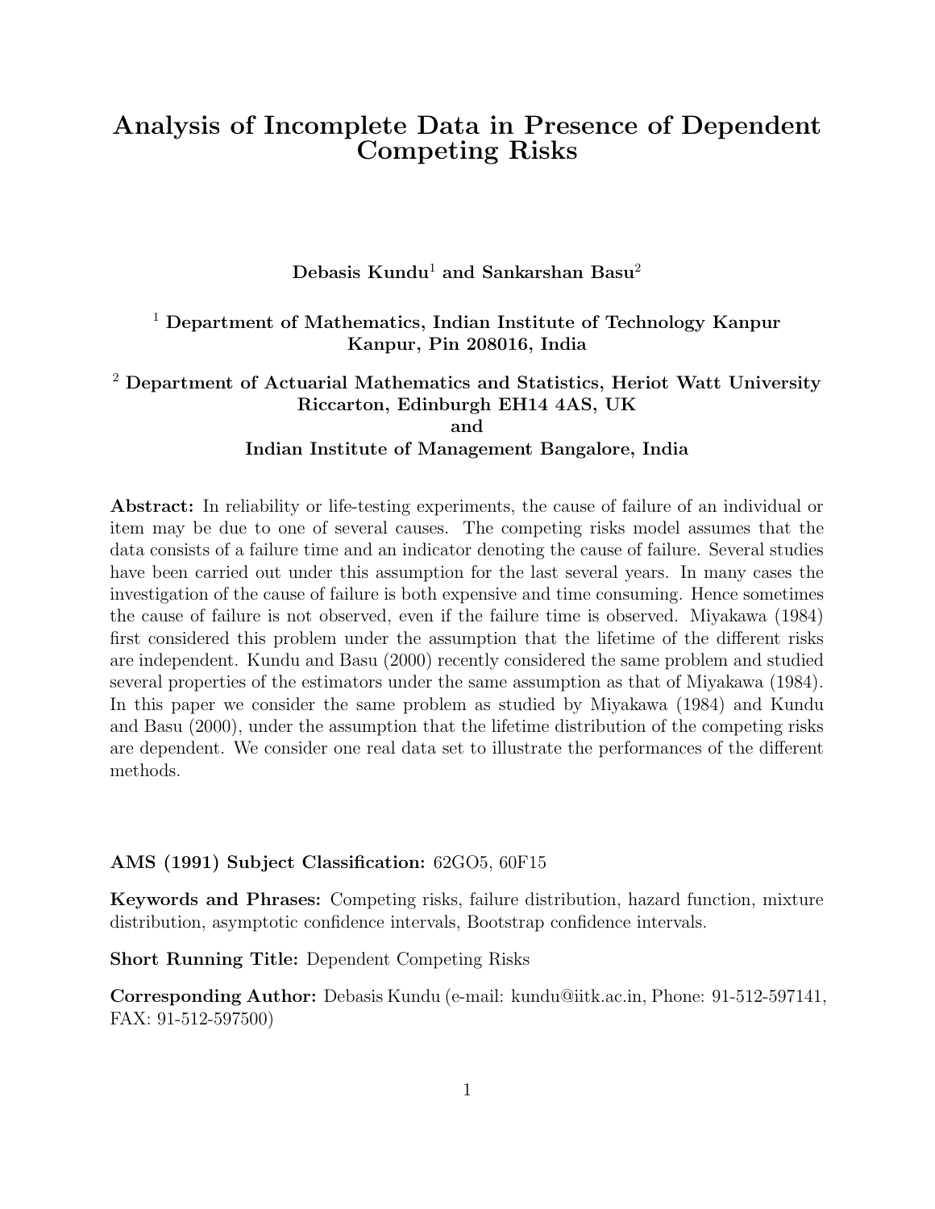# Analysis of Incomplete Data in Presence of Dependent Competing Risks

**Debasis Kundu[1] and Sankarshan Basu[2]**

**[1] Department of Mathematics, Indian Institute of Technology Kanpur Kanpur, Pin 208016, India**

**[2] Department of Actuarial Mathematics and Statistics, Heriot Watt University Riccarton, Edinburgh EH14 4AS, UK and Indian Institute of Management Bangalore, India**

**Abstract:** In reliability or life-testing experiments, the cause of failure of an individual or item may be due to one of several causes. The competing risks model assumes that the data consists of a failure time and an indicator denoting the cause of failure. Several studies have been carried out under this assumption for the last several years. In many cases the investigation of the cause of failure is both expensive and time consuming. Hence sometimes the cause of failure is not observed, even if the failure time is observed. Miyakawa (1984) first considered this problem under the assumption that the lifetime of the different risks are independent. Kundu and Basu (2000) recently considered the same problem and studied several properties of the estimators under the same assumption as that of Miyakawa (1984). In this paper we consider the same problem as studied by Miyakawa (1984) and Kundu and Basu (2000), under the assumption that the lifetime distribution of the competing risks are dependent. We consider one real data set to illustrate the performances of the different methods.

**AMS (1991) Subject Classification:** 62GO5, 60F15

**Keywords and Phrases:** Competing risks, failure distribution, hazard function, mixture distribution, asymptotic confidence intervals, Bootstrap confidence intervals.

**Short Running Title:** Dependent Competing Risks

**Corresponding Author:** Debasis Kundu (e-mail: kundu@iitk.ac.in, Phone: 91-512-597141, FAX: 91-512-597500)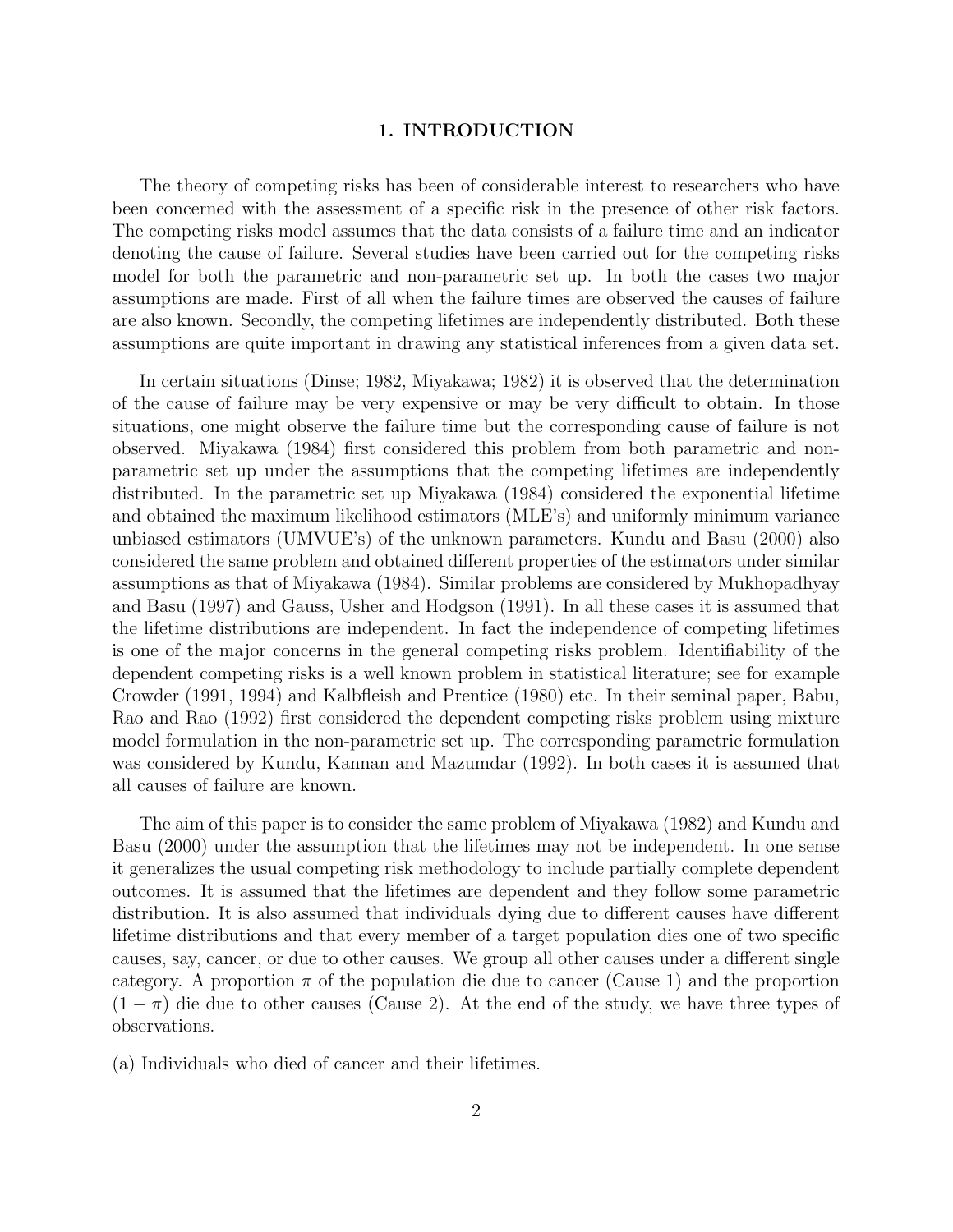## 1. INTRODUCTION

The theory of competing risks has been of considerable interest to researchers who have been concerned with the assessment of a specific risk in the presence of other risk factors. The competing risks model assumes that the data consists of a failure time and an indicator denoting the cause of failure. Several studies have been carried out for the competing risks model for both the parametric and non-parametric set up. In both the cases two major assumptions are made. First of all when the failure times are observed the causes of failure are also known. Secondly, the competing lifetimes are independently distributed. Both these assumptions are quite important in drawing any statistical inferences from a given data set.

In certain situations (Dinse; 1982, Miyakawa; 1982) it is observed that the determination of the cause of failure may be very expensive or may be very difficult to obtain. In those situations, one might observe the failure time but the corresponding cause of failure is not observed. Miyakawa (1984) first considered this problem from both parametric and non-parametric set up under the assumptions that the competing lifetimes are independently distributed. In the parametric set up Miyakawa (1984) considered the exponential lifetime and obtained the maximum likelihood estimators (MLE's) and uniformly minimum variance unbiased estimators (UMVUE's) of the unknown parameters. Kundu and Basu (2000) also considered the same problem and obtained different properties of the estimators under similar assumptions as that of Miyakawa (1984). Similar problems are considered by Mukhopadhyay and Basu (1997) and Gauss, Usher and Hodgson (1991). In all these cases it is assumed that the lifetime distributions are independent. In fact the independence of competing lifetimes is one of the major concerns in the general competing risks problem. Identifiability of the dependent competing risks is a well known problem in statistical literature; see for example Crowder (1991, 1994) and Kalbfleish and Prentice (1980) etc. In their seminal paper, Babu, Rao and Rao (1992) first considered the dependent competing risks problem using mixture model formulation in the non-parametric set up. The corresponding parametric formulation was considered by Kundu, Kannan and Mazumdar (1992). In both cases it is assumed that all causes of failure are known.

The aim of this paper is to consider the same problem of Miyakawa (1982) and Kundu and Basu (2000) under the assumption that the lifetimes may not be independent. In one sense it generalizes the usual competing risk methodology to include partially complete dependent outcomes. It is assumed that the lifetimes are dependent and they follow some parametric distribution. It is also assumed that individuals dying due to different causes have different lifetime distributions and that every member of a target population dies one of two specific causes, say, cancer, or due to other causes. We group all other causes under a different single category. A proportion $\pi$ of the population die due to cancer (Cause 1) and the proportion $(1 - \pi)$ die due to other causes (Cause 2). At the end of the study, we have three types of observations.

(a) Individuals who died of cancer and their lifetimes.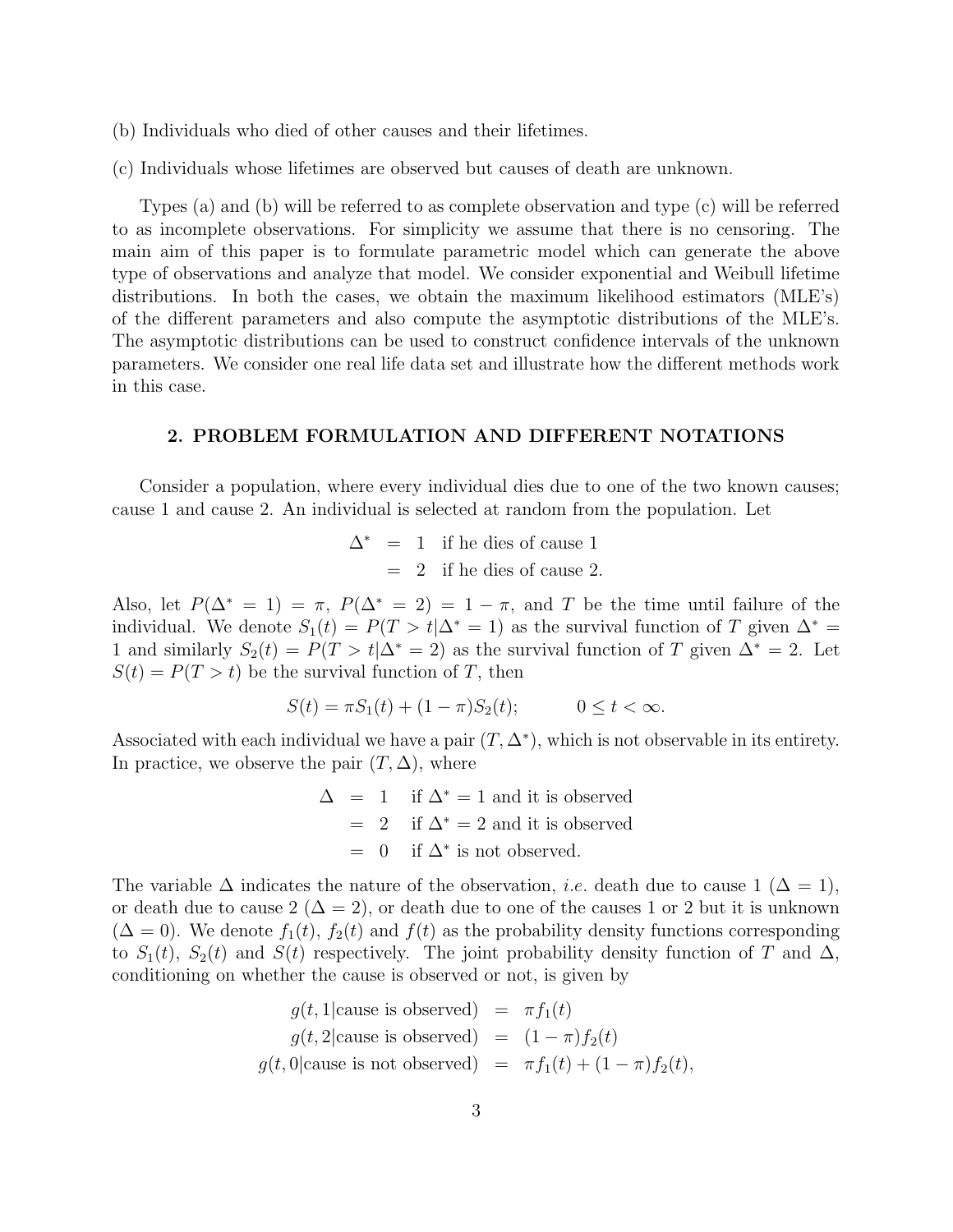(b) Individuals who died of other causes and their lifetimes.

(c) Individuals whose lifetimes are observed but causes of death are unknown.

Types (a) and (b) will be referred to as complete observation and type (c) will be referred to as incomplete observations. For simplicity we assume that there is no censoring. The main aim of this paper is to formulate parametric model which can generate the above type of observations and analyze that model. We consider exponential and Weibull lifetime distributions. In both the cases, we obtain the maximum likelihood estimators (MLE's) of the different parameters and also compute the asymptotic distributions of the MLE's. The asymptotic distributions can be used to construct confidence intervals of the unknown parameters. We consider one real life data set and illustrate how the different methods work in this case.

## 2. PROBLEM FORMULATION AND DIFFERENT NOTATIONS

Consider a population, where every individual dies due to one of the two known causes; cause 1 and cause 2. An individual is selected at random from the population. Let

$$\begin{aligned} \Delta^* &= 1 \quad \text{if he dies of cause 1} \\ &= 2 \quad \text{if he dies of cause 2.} \end{aligned}$$

Also, let $P(\Delta^* = 1) = \pi$, $P(\Delta^* = 2) = 1 - \pi$, and $T$ be the time until failure of the individual. We denote $S_1(t) = P(T > t|\Delta^* = 1)$ as the survival function of $T$ given $\Delta^* = 1$ and similarly $S_2(t) = P(T > t|\Delta^* = 2)$ as the survival function of $T$ given $\Delta^* = 2$. Let $S(t) = P(T > t)$ be the survival function of $T$, then

$$S(t) = \pi S_1(t) + (1 - \pi) S_2(t); \qquad 0 \le t < \infty.$$

Associated with each individual we have a pair $(T, \Delta^*)$, which is not observable in its entirety. In practice, we observe the pair $(T, \Delta)$, where

$$\begin{aligned} \Delta &= 1 \quad \text{if } \Delta^* = 1 \text{ and it is observed} \\ &= 2 \quad \text{if } \Delta^* = 2 \text{ and it is observed} \\ &= 0 \quad \text{if } \Delta^* \text{ is not observed.} \end{aligned}$$

The variable $\Delta$ indicates the nature of the observation, *i.e.* death due to cause 1 ($\Delta = 1$), or death due to cause 2 ($\Delta = 2$), or death due to one of the causes 1 or 2 but it is unknown ($\Delta = 0$). We denote $f_1(t)$, $f_2(t)$ and $f(t)$ as the probability density functions corresponding to $S_1(t)$, $S_2(t)$ and $S(t)$ respectively. The joint probability density function of $T$ and $\Delta$, conditioning on whether the cause is observed or not, is given by

$$\begin{aligned} g(t, 1|\text{cause is observed}) &= \pi f_1(t) \\ g(t, 2|\text{cause is observed}) &= (1 - \pi) f_2(t) \\ g(t, 0|\text{cause is not observed}) &= \pi f_1(t) + (1 - \pi) f_2(t), \end{aligned}$$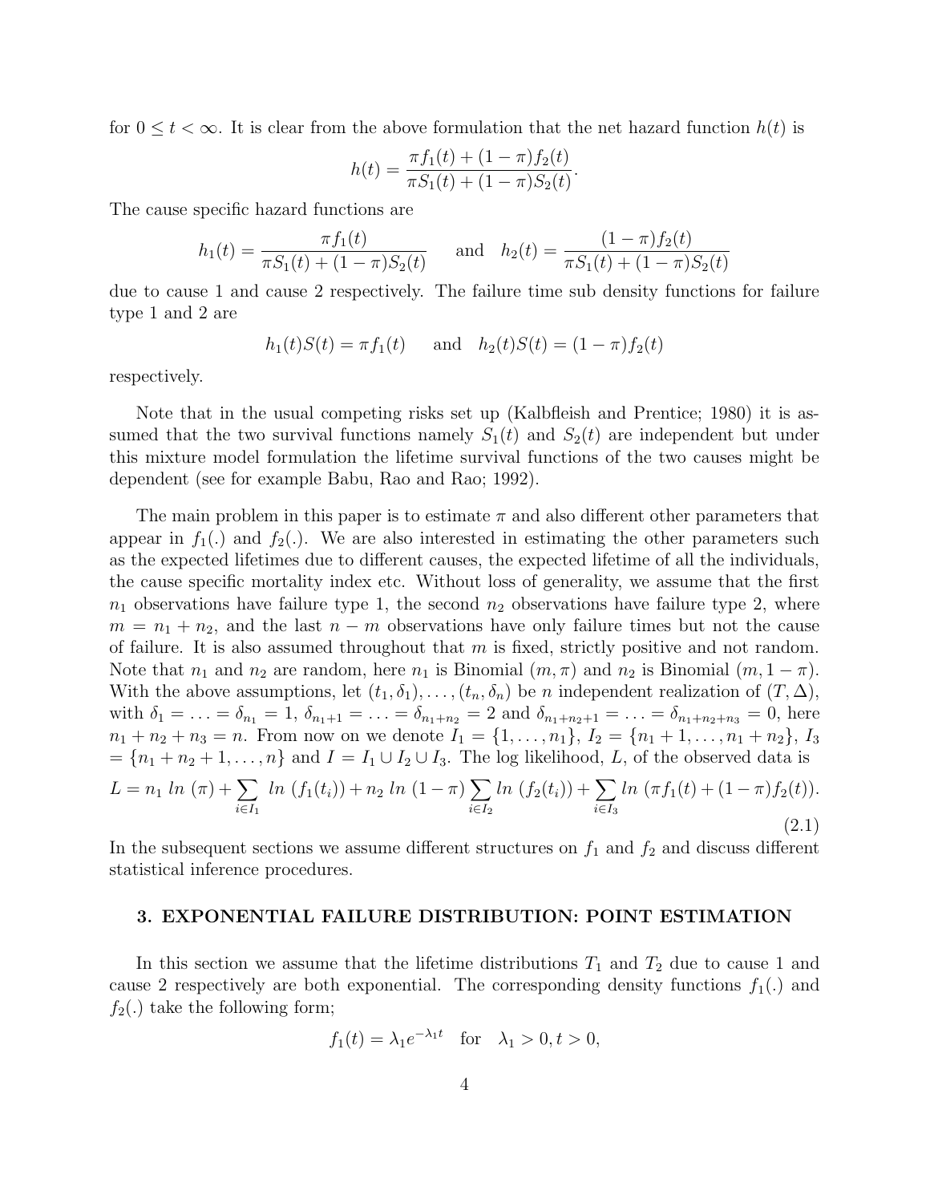for $0 \leq t < \infty$. It is clear from the above formulation that the net hazard function $h(t)$ is

$$h(t) = \frac{\pi f_1(t) + (1-\pi) f_2(t)}{\pi S_1(t) + (1-\pi) S_2(t)}.$$

The cause specific hazard functions are

$$h_1(t) = \frac{\pi f_1(t)}{\pi S_1(t) + (1-\pi) S_2(t)} \quad \text{ and } \quad h_2(t) = \frac{(1-\pi) f_2(t)}{\pi S_1(t) + (1-\pi) S_2(t)}$$

due to cause 1 and cause 2 respectively. The failure time sub density functions for failure type 1 and 2 are

$$h_1(t) S(t) = \pi f_1(t) \quad \text{ and } \quad h_2(t) S(t) = (1-\pi) f_2(t)$$

respectively.

Note that in the usual competing risks set up (Kalbfleish and Prentice; 1980) it is assumed that the two survival functions namely $S_1(t)$ and $S_2(t)$ are independent but under this mixture model formulation the lifetime survival functions of the two causes might be dependent (see for example Babu, Rao and Rao; 1992).

The main problem in this paper is to estimate $\pi$ and also different other parameters that appear in $f_1(.)$ and $f_2(.)$. We are also interested in estimating the other parameters such as the expected lifetimes due to different causes, the expected lifetime of all the individuals, the cause specific mortality index etc. Without loss of generality, we assume that the first $n_1$ observations have failure type 1, the second $n_2$ observations have failure type 2, where $m = n_1 + n_2$, and the last $n - m$ observations have only failure times but not the cause of failure. It is also assumed throughout that $m$ is fixed, strictly positive and not random. Note that $n_1$ and $n_2$ are random, here $n_1$ is Binomial $(m, \pi)$ and $n_2$ is Binomial $(m, 1-\pi)$. With the above assumptions, let $(t_1, \delta_1), \ldots, (t_n, \delta_n)$ be $n$ independent realization of $(T, \Delta)$, with $\delta_1 = \ldots = \delta_{n_1} = 1$, $\delta_{n_1+1} = \ldots = \delta_{n_1+n_2} = 2$ and $\delta_{n_1+n_2+1} = \ldots = \delta_{n_1+n_2+n_3} = 0$, here $n_1 + n_2 + n_3 = n$. From now on we denote $I_1 = \{1, \ldots, n_1\}$, $I_2 = \{n_1+1, \ldots, n_1+n_2\}$, $I_3 = \{n_1+n_2+1, \ldots, n\}$ and $I = I_1 \cup I_2 \cup I_3$. The log likelihood, $L$, of the observed data is

$$L = n_1 \, ln \, (\pi) + \sum_{i \in I_1} \, ln \, (f_1(t_i)) + n_2 \, ln \, (1-\pi) \sum_{i \in I_2} ln \, (f_2(t_i)) + \sum_{i \in I_3} ln \, (\pi f_1(t) + (1-\pi) f_2(t)). \tag{2.1}$$

In the subsequent sections we assume different structures on $f_1$ and $f_2$ and discuss different statistical inference procedures.

## 3. EXPONENTIAL FAILURE DISTRIBUTION: POINT ESTIMATION

In this section we assume that the lifetime distributions $T_1$ and $T_2$ due to cause 1 and cause 2 respectively are both exponential. The corresponding density functions $f_1(.)$ and $f_2(.)$ take the following form;

$$f_1(t) = \lambda_1 e^{-\lambda_1 t} \quad \text{for} \quad \lambda_1 > 0, t > 0,$$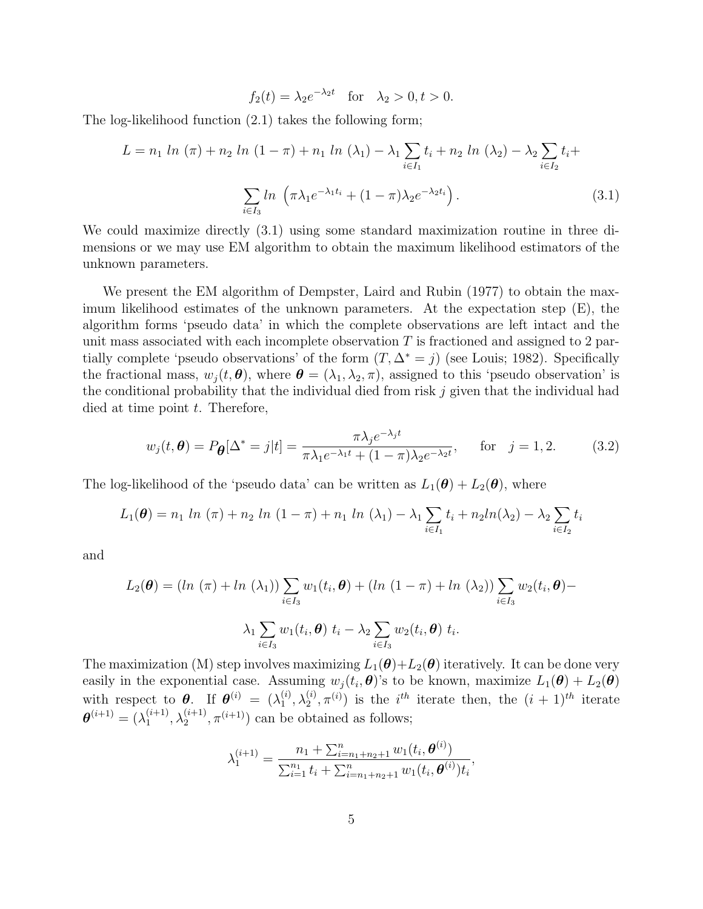$$f_2(t) = \lambda_2 e^{-\lambda_2 t} \quad \text{for} \quad \lambda_2 > 0, t > 0.$$

The log-likelihood function (2.1) takes the following form;

$$L = n_1 \; ln \; (\pi) + n_2 \; ln \; (1-\pi) + n_1 \; ln \; (\lambda_1) - \lambda_1 \sum_{i \in I_1} t_i + n_2 \; ln \; (\lambda_2) - \lambda_2 \sum_{i \in I_2} t_i +$$

$$\sum_{i \in I_3} ln \; \left( \pi \lambda_1 e^{-\lambda_1 t_i} + (1-\pi)\lambda_2 e^{-\lambda_2 t_i} \right). \tag{3.1}$$

We could maximize directly (3.1) using some standard maximization routine in three dimensions or we may use EM algorithm to obtain the maximum likelihood estimators of the unknown parameters.

We present the EM algorithm of Dempster, Laird and Rubin (1977) to obtain the maximum likelihood estimates of the unknown parameters. At the expectation step (E), the algorithm forms 'pseudo data' in which the complete observations are left intact and the unit mass associated with each incomplete observation $T$ is fractioned and assigned to 2 partially complete 'pseudo observations' of the form $(T, \Delta^* = j)$ (see Louis; 1982). Specifically the fractional mass, $w_j(t, \boldsymbol{\theta})$, where $\boldsymbol{\theta} = (\lambda_1, \lambda_2, \pi)$, assigned to this 'pseudo observation' is the conditional probability that the individual died from risk $j$ given that the individual had died at time point $t$. Therefore,

$$w_j(t, \boldsymbol{\theta}) = P_{\boldsymbol{\theta}}[\Delta^* = j | t] = \frac{\pi \lambda_j e^{-\lambda_j t}}{\pi \lambda_1 e^{-\lambda_1 t} + (1-\pi)\lambda_2 e^{-\lambda_2 t}}, \qquad \text{for} \quad j = 1, 2. \tag{3.2}$$

The log-likelihood of the 'pseudo data' can be written as $L_1(\boldsymbol{\theta}) + L_2(\boldsymbol{\theta})$, where

$$L_1(\boldsymbol{\theta}) = n_1 \; ln \; (\pi) + n_2 \; ln \; (1-\pi) + n_1 \; ln \; (\lambda_1) - \lambda_1 \sum_{i \in I_1} t_i + n_2 ln(\lambda_2) - \lambda_2 \sum_{i \in I_2} t_i$$

and

$$L_2(\boldsymbol{\theta}) = (ln \; (\pi) + ln \; (\lambda_1)) \sum_{i \in I_3} w_1(t_i, \boldsymbol{\theta}) + (ln \; (1-\pi) + ln \; (\lambda_2)) \sum_{i \in I_3} w_2(t_i, \boldsymbol{\theta}) -$$

$$\lambda_1 \sum_{i \in I_3} w_1(t_i, \boldsymbol{\theta}) \; t_i - \lambda_2 \sum_{i \in I_3} w_2(t_i, \boldsymbol{\theta}) \; t_i.$$

The maximization (M) step involves maximizing $L_1(\boldsymbol{\theta}) + L_2(\boldsymbol{\theta})$ iteratively. It can be done very easily in the exponential case. Assuming $w_j(t_i, \boldsymbol{\theta})$'s to be known, maximize $L_1(\boldsymbol{\theta}) + L_2(\boldsymbol{\theta})$ with respect to $\boldsymbol{\theta}$. If $\boldsymbol{\theta}^{(i)} = (\lambda_1^{(i)}, \lambda_2^{(i)}, \pi^{(i)})$ is the $i^{th}$ iterate then, the $(i+1)^{th}$ iterate $\boldsymbol{\theta}^{(i+1)} = (\lambda_1^{(i+1)}, \lambda_2^{(i+1)}, \pi^{(i+1)})$ can be obtained as follows;

$$\lambda_1^{(i+1)} = \frac{n_1 + \sum_{i=n_1+n_2+1}^{n} w_1(t_i, \boldsymbol{\theta}^{(i)})}{\sum_{i=1}^{n_1} t_i + \sum_{i=n_1+n_2+1}^{n} w_1(t_i, \boldsymbol{\theta}^{(i)}) t_i},$$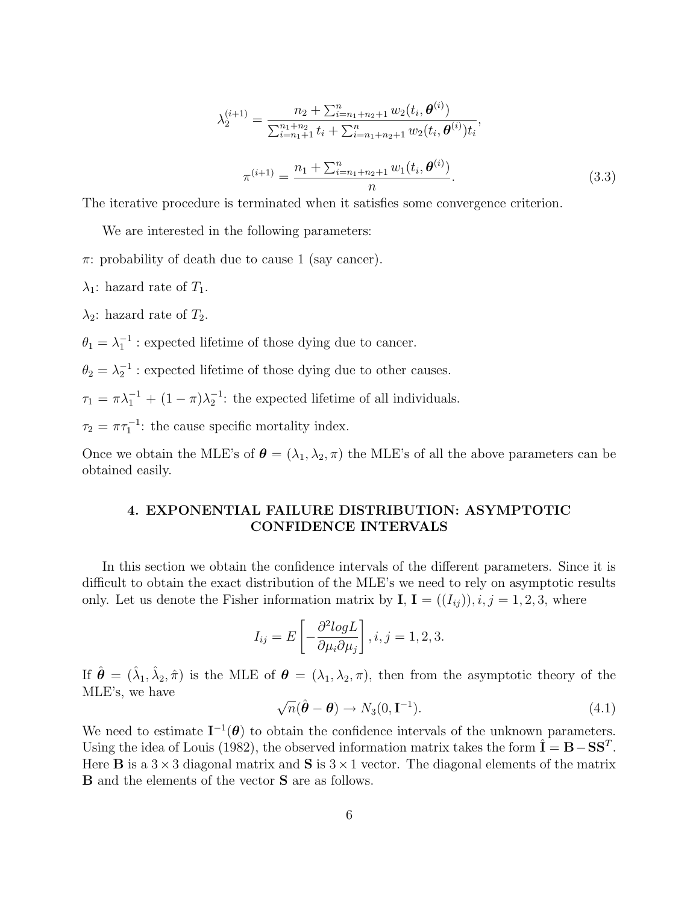$$\lambda_2^{(i+1)} = \frac{n_2 + \sum_{i=n_1+n_2+1}^{n} w_2(t_i, \boldsymbol{\theta}^{(i)})}{\sum_{i=n_1+1}^{n_1+n_2} t_i + \sum_{i=n_1+n_2+1}^{n} w_2(t_i, \boldsymbol{\theta}^{(i)}) t_i},$$

$$\pi^{(i+1)} = \frac{n_1 + \sum_{i=n_1+n_2+1}^{n} w_1(t_i, \boldsymbol{\theta}^{(i)})}{n}. \tag{3.3}$$

The iterative procedure is terminated when it satisfies some convergence criterion.

We are interested in the following parameters:

$\pi$: probability of death due to cause 1 (say cancer).

$\lambda_1$: hazard rate of $T_1$.

$\lambda_2$: hazard rate of $T_2$.

$\theta_1 = \lambda_1^{-1}$ : expected lifetime of those dying due to cancer.

$\theta_2 = \lambda_2^{-1}$ : expected lifetime of those dying due to other causes.

$\tau_1 = \pi\lambda_1^{-1} + (1-\pi)\lambda_2^{-1}$: the expected lifetime of all individuals.

$\tau_2 = \pi\tau_1^{-1}$: the cause specific mortality index.

Once we obtain the MLE's of $\boldsymbol{\theta} = (\lambda_1, \lambda_2, \pi)$ the MLE's of all the above parameters can be obtained easily.

## 4. EXPONENTIAL FAILURE DISTRIBUTION: ASYMPTOTIC CONFIDENCE INTERVALS

In this section we obtain the confidence intervals of the different parameters. Since it is difficult to obtain the exact distribution of the MLE's we need to rely on asymptotic results only. Let us denote the Fisher information matrix by $\mathbf{I}$, $\mathbf{I} = ((I_{ij})), i, j = 1, 2, 3$, where

$$I_{ij} = E\left[-\frac{\partial^2 logL}{\partial\mu_i \partial\mu_j}\right], i, j = 1, 2, 3.$$

If $\hat{\boldsymbol{\theta}} = (\hat{\lambda}_1, \hat{\lambda}_2, \hat{\pi})$ is the MLE of $\boldsymbol{\theta} = (\lambda_1, \lambda_2, \pi)$, then from the asymptotic theory of the MLE's, we have

$$\sqrt{n}(\hat{\boldsymbol{\theta}} - \boldsymbol{\theta}) \rightarrow N_3(0, \mathbf{I}^{-1}). \tag{4.1}$$

We need to estimate $\mathbf{I}^{-1}(\boldsymbol{\theta})$ to obtain the confidence intervals of the unknown parameters. Using the idea of Louis (1982), the observed information matrix takes the form $\hat{\mathbf{I}} = \mathbf{B} - \mathbf{S}\mathbf{S}^T$. Here $\mathbf{B}$ is a $3 \times 3$ diagonal matrix and $\mathbf{S}$ is $3 \times 1$ vector. The diagonal elements of the matrix $\mathbf{B}$ and the elements of the vector $\mathbf{S}$ are as follows.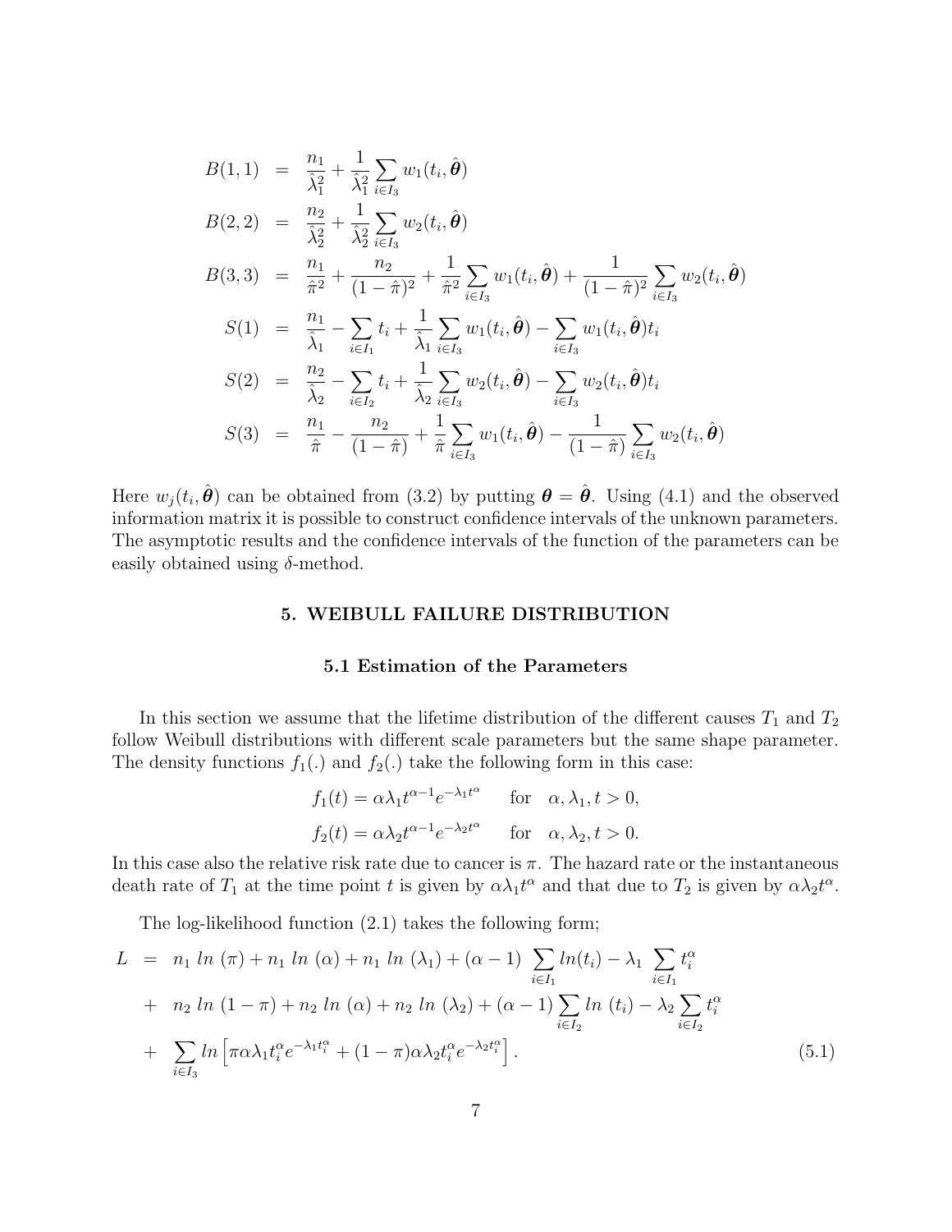$$
\begin{aligned}
B(1,1) &= \frac{n_1}{\hat{\lambda}_1^2} + \frac{1}{\hat{\lambda}_1^2} \sum_{i \in I_3} w_1(t_i, \hat{\boldsymbol{\theta}}) \\
B(2,2) &= \frac{n_2}{\hat{\lambda}_2^2} + \frac{1}{\hat{\lambda}_2^2} \sum_{i \in I_3} w_2(t_i, \hat{\boldsymbol{\theta}}) \\
B(3,3) &= \frac{n_1}{\hat{\pi}^2} + \frac{n_2}{(1-\hat{\pi})^2} + \frac{1}{\hat{\pi}^2} \sum_{i \in I_3} w_1(t_i, \hat{\boldsymbol{\theta}}) + \frac{1}{(1-\hat{\pi})^2} \sum_{i \in I_3} w_2(t_i, \hat{\boldsymbol{\theta}}) \\
S(1) &= \frac{n_1}{\hat{\lambda}_1} - \sum_{i \in I_1} t_i + \frac{1}{\hat{\lambda}_1} \sum_{i \in I_3} w_1(t_i, \hat{\boldsymbol{\theta}}) - \sum_{i \in I_3} w_1(t_i, \hat{\boldsymbol{\theta}}) t_i \\
S(2) &= \frac{n_2}{\hat{\lambda}_2} - \sum_{i \in I_2} t_i + \frac{1}{\hat{\lambda}_2} \sum_{i \in I_3} w_2(t_i, \hat{\boldsymbol{\theta}}) - \sum_{i \in I_3} w_2(t_i, \hat{\boldsymbol{\theta}}) t_i \\
S(3) &= \frac{n_1}{\hat{\pi}} - \frac{n_2}{(1-\hat{\pi})} + \frac{1}{\hat{\pi}} \sum_{i \in I_3} w_1(t_i, \hat{\boldsymbol{\theta}}) - \frac{1}{(1-\hat{\pi})} \sum_{i \in I_3} w_2(t_i, \hat{\boldsymbol{\theta}})
\end{aligned}
$$

Here $w_j(t_i, \hat{\boldsymbol{\theta}})$ can be obtained from (3.2) by putting $\boldsymbol{\theta} = \hat{\boldsymbol{\theta}}$. Using (4.1) and the observed information matrix it is possible to construct confidence intervals of the unknown parameters. The asymptotic results and the confidence intervals of the function of the parameters can be easily obtained using $\delta$-method.

## 5. WEIBULL FAILURE DISTRIBUTION

### 5.1 Estimation of the Parameters

In this section we assume that the lifetime distribution of the different causes $T_1$ and $T_2$ follow Weibull distributions with different scale parameters but the same shape parameter. The density functions $f_1(.)$ and $f_2(.)$ take the following form in this case:

$$
f_1(t) = \alpha \lambda_1 t^{\alpha-1} e^{-\lambda_1 t^{\alpha}} \quad \text{for} \quad \alpha, \lambda_1, t > 0,
$$

$$
f_2(t) = \alpha \lambda_2 t^{\alpha-1} e^{-\lambda_2 t^{\alpha}} \quad \text{for} \quad \alpha, \lambda_2, t > 0.
$$

In this case also the relative risk rate due to cancer is $\pi$. The hazard rate or the instantaneous death rate of $T_1$ at the time point $t$ is given by $\alpha \lambda_1 t^{\alpha}$ and that due to $T_2$ is given by $\alpha \lambda_2 t^{\alpha}$.

The log-likelihood function (2.1) takes the following form;

$$
\begin{aligned}
L &= n_1 \, ln\, (\pi) + n_1 \, ln\, (\alpha) + n_1 \, ln\, (\lambda_1) + (\alpha - 1) \sum_{i \in I_1} ln(t_i) - \lambda_1 \sum_{i \in I_1} t_i^{\alpha} \\
&+ n_2 \, ln\, (1-\pi) + n_2 \, ln\, (\alpha) + n_2 \, ln\, (\lambda_2) + (\alpha - 1) \sum_{i \in I_2} ln\, (t_i) - \lambda_2 \sum_{i \in I_2} t_i^{\alpha} \\
&+ \sum_{i \in I_3} ln \left[ \pi \alpha \lambda_1 t_i^{\alpha} e^{-\lambda_1 t_i^{\alpha}} + (1-\pi) \alpha \lambda_2 t_i^{\alpha} e^{-\lambda_2 t_i^{\alpha}} \right]. \qquad (5.1)
\end{aligned}
$$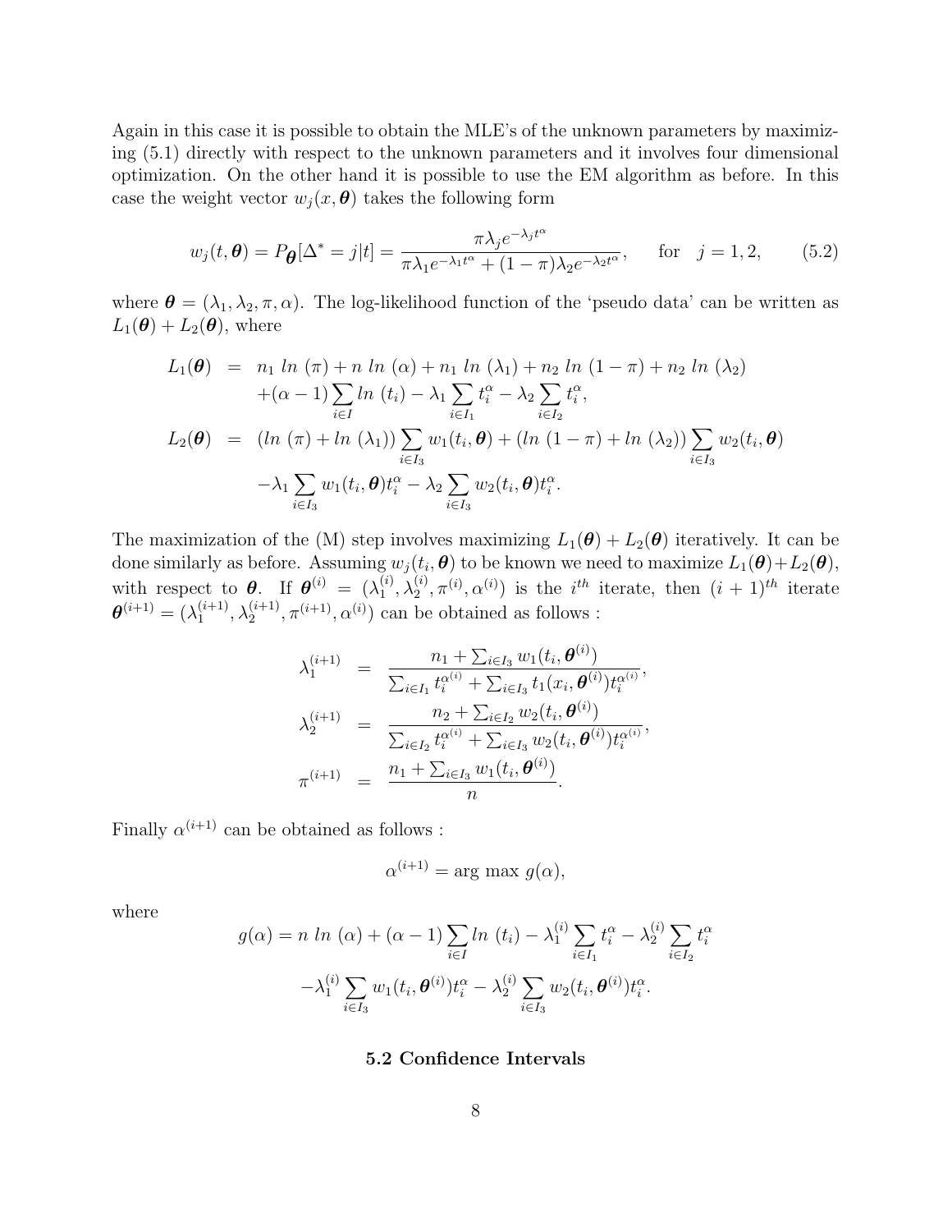Again in this case it is possible to obtain the MLE's of the unknown parameters by maximizing (5.1) directly with respect to the unknown parameters and it involves four dimensional optimization. On the other hand it is possible to use the EM algorithm as before. In this case the weight vector $w_j(x, \boldsymbol{\theta})$ takes the following form

$$w_j(t, \boldsymbol{\theta}) = P_{\boldsymbol{\theta}}[\Delta^* = j|t] = \frac{\pi \lambda_j e^{-\lambda_j t^\alpha}}{\pi \lambda_1 e^{-\lambda_1 t^\alpha} + (1-\pi)\lambda_2 e^{-\lambda_2 t^\alpha}}, \quad \text{for} \quad j = 1, 2, \tag{5.2}$$

where $\boldsymbol{\theta} = (\lambda_1, \lambda_2, \pi, \alpha)$. The log-likelihood function of the 'pseudo data' can be written as $L_1(\boldsymbol{\theta}) + L_2(\boldsymbol{\theta})$, where

$$\begin{aligned}
L_1(\boldsymbol{\theta}) &= n_1 \, ln \, (\pi) + n \, ln \, (\alpha) + n_1 \, ln \, (\lambda_1) + n_2 \, ln \, (1-\pi) + n_2 \, ln \, (\lambda_2) \\
&\quad + (\alpha - 1) \sum_{i \in I} ln \, (t_i) - \lambda_1 \sum_{i \in I_1} t_i^\alpha - \lambda_2 \sum_{i \in I_2} t_i^\alpha, \\
L_2(\boldsymbol{\theta}) &= (ln \, (\pi) + ln \, (\lambda_1)) \sum_{i \in I_3} w_1(t_i, \boldsymbol{\theta}) + (ln \, (1-\pi) + ln \, (\lambda_2)) \sum_{i \in I_3} w_2(t_i, \boldsymbol{\theta}) \\
&\quad - \lambda_1 \sum_{i \in I_3} w_1(t_i, \boldsymbol{\theta}) t_i^\alpha - \lambda_2 \sum_{i \in I_3} w_2(t_i, \boldsymbol{\theta}) t_i^\alpha.
\end{aligned}$$

The maximization of the (M) step involves maximizing $L_1(\boldsymbol{\theta}) + L_2(\boldsymbol{\theta})$ iteratively. It can be done similarly as before. Assuming $w_j(t_i, \boldsymbol{\theta})$ to be known we need to maximize $L_1(\boldsymbol{\theta}) + L_2(\boldsymbol{\theta})$, with respect to $\boldsymbol{\theta}$. If $\boldsymbol{\theta}^{(i)} = (\lambda_1^{(i)}, \lambda_2^{(i)}, \pi^{(i)}, \alpha^{(i)})$ is the $i^{th}$ iterate, then $(i+1)^{th}$ iterate $\boldsymbol{\theta}^{(i+1)} = (\lambda_1^{(i+1)}, \lambda_2^{(i+1)}, \pi^{(i+1)}, \alpha^{(i)})$ can be obtained as follows :

$$\begin{aligned}
\lambda_1^{(i+1)} &= \frac{n_1 + \sum_{i \in I_3} w_1(t_i, \boldsymbol{\theta}^{(i)})}{\sum_{i \in I_1} t_i^{\alpha^{(i)}} + \sum_{i \in I_3} t_1(x_i, \boldsymbol{\theta}^{(i)}) t_i^{\alpha^{(i)}}}, \\
\lambda_2^{(i+1)} &= \frac{n_2 + \sum_{i \in I_2} w_2(t_i, \boldsymbol{\theta}^{(i)})}{\sum_{i \in I_2} t_i^{\alpha^{(i)}} + \sum_{i \in I_3} w_2(t_i, \boldsymbol{\theta}^{(i)}) t_i^{\alpha^{(i)}}}, \\
\pi^{(i+1)} &= \frac{n_1 + \sum_{i \in I_3} w_1(t_i, \boldsymbol{\theta}^{(i)})}{n}.
\end{aligned}$$

Finally $\alpha^{(i+1)}$ can be obtained as follows :

$$\alpha^{(i+1)} = \arg \max \, g(\alpha),$$

where

$$\begin{aligned}
g(\alpha) = n \, ln \, (\alpha) &+ (\alpha - 1) \sum_{i \in I} ln \, (t_i) - \lambda_1^{(i)} \sum_{i \in I_1} t_i^\alpha - \lambda_2^{(i)} \sum_{i \in I_2} t_i^\alpha \\
&- \lambda_1^{(i)} \sum_{i \in I_3} w_1(t_i, \boldsymbol{\theta}^{(i)}) t_i^\alpha - \lambda_2^{(i)} \sum_{i \in I_3} w_2(t_i, \boldsymbol{\theta}^{(i)}) t_i^\alpha.
\end{aligned}$$

### 5.2 Confidence Intervals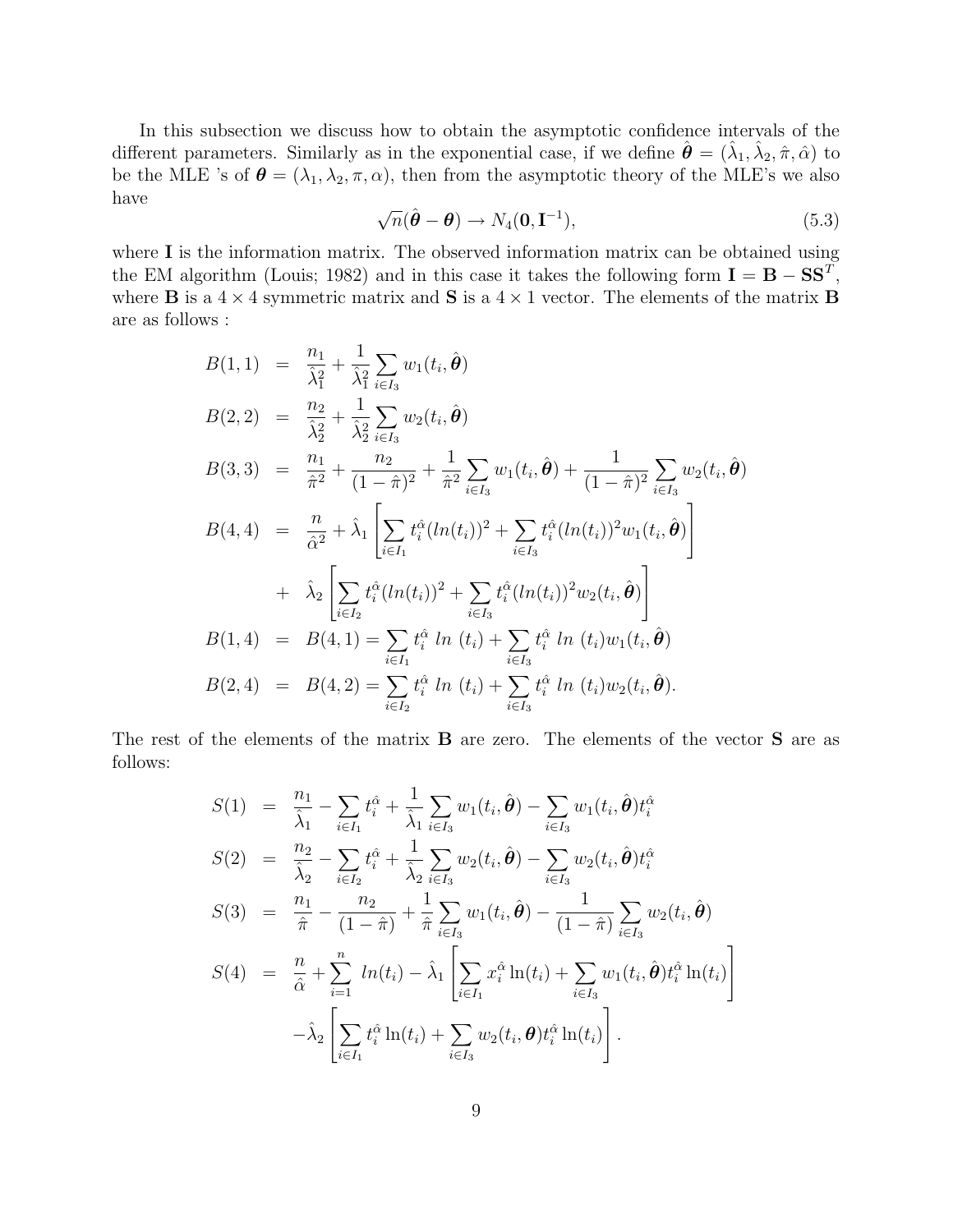In this subsection we discuss how to obtain the asymptotic confidence intervals of the different parameters. Similarly as in the exponential case, if we define $\hat{\boldsymbol{\theta}} = (\hat{\lambda}_1, \hat{\lambda}_2, \hat{\pi}, \hat{\alpha})$ to be the MLE 's of $\boldsymbol{\theta} = (\lambda_1, \lambda_2, \pi, \alpha)$, then from the asymptotic theory of the MLE's we also have

$$\sqrt{n}(\hat{\boldsymbol{\theta}} - \boldsymbol{\theta}) \rightarrow N_4(\mathbf{0}, \mathbf{I}^{-1}), \tag{5.3}$$

where $\mathbf{I}$ is the information matrix. The observed information matrix can be obtained using the EM algorithm (Louis; 1982) and in this case it takes the following form $\mathbf{I} = \mathbf{B} - \mathbf{S}\mathbf{S}^T$, where $\mathbf{B}$ is a $4 \times 4$ symmetric matrix and $\mathbf{S}$ is a $4 \times 1$ vector. The elements of the matrix $\mathbf{B}$ are as follows :

$$
\begin{aligned}
B(1,1) &= \frac{n_1}{\hat{\lambda}_1^2} + \frac{1}{\hat{\lambda}_1^2} \sum_{i \in I_3} w_1(t_i, \hat{\boldsymbol{\theta}}) \\
B(2,2) &= \frac{n_2}{\hat{\lambda}_2^2} + \frac{1}{\hat{\lambda}_2^2} \sum_{i \in I_3} w_2(t_i, \hat{\boldsymbol{\theta}}) \\
B(3,3) &= \frac{n_1}{\hat{\pi}^2} + \frac{n_2}{(1-\hat{\pi})^2} + \frac{1}{\hat{\pi}^2} \sum_{i \in I_3} w_1(t_i, \hat{\boldsymbol{\theta}}) + \frac{1}{(1-\hat{\pi})^2} \sum_{i \in I_3} w_2(t_i, \hat{\boldsymbol{\theta}}) \\
B(4,4) &= \frac{n}{\hat{\alpha}^2} + \hat{\lambda}_1 \left[ \sum_{i \in I_1} t_i^{\hat{\alpha}} (ln(t_i))^2 + \sum_{i \in I_3} t_i^{\hat{\alpha}} (ln(t_i))^2 w_1(t_i, \hat{\boldsymbol{\theta}}) \right] \\
&+ \hat{\lambda}_2 \left[ \sum_{i \in I_2} t_i^{\hat{\alpha}} (ln(t_i))^2 + \sum_{i \in I_3} t_i^{\hat{\alpha}} (ln(t_i))^2 w_2(t_i, \hat{\boldsymbol{\theta}}) \right] \\
B(1,4) &= B(4,1) = \sum_{i \in I_1} t_i^{\hat{\alpha}} \; ln \; (t_i) + \sum_{i \in I_3} t_i^{\hat{\alpha}} \; ln \; (t_i) w_1(t_i, \hat{\boldsymbol{\theta}}) \\
B(2,4) &= B(4,2) = \sum_{i \in I_2} t_i^{\hat{\alpha}} \; ln \; (t_i) + \sum_{i \in I_3} t_i^{\hat{\alpha}} \; ln \; (t_i) w_2(t_i, \hat{\boldsymbol{\theta}}).
\end{aligned}
$$

The rest of the elements of the matrix $\mathbf{B}$ are zero. The elements of the vector $\mathbf{S}$ are as follows:

$$
\begin{aligned}
S(1) &= \frac{n_1}{\hat{\lambda}_1} - \sum_{i \in I_1} t_i^{\hat{\alpha}} + \frac{1}{\hat{\lambda}_1} \sum_{i \in I_3} w_1(t_i, \hat{\boldsymbol{\theta}}) - \sum_{i \in I_3} w_1(t_i, \hat{\boldsymbol{\theta}}) t_i^{\hat{\alpha}} \\
S(2) &= \frac{n_2}{\hat{\lambda}_2} - \sum_{i \in I_2} t_i^{\hat{\alpha}} + \frac{1}{\hat{\lambda}_2} \sum_{i \in I_3} w_2(t_i, \hat{\boldsymbol{\theta}}) - \sum_{i \in I_3} w_2(t_i, \hat{\boldsymbol{\theta}}) t_i^{\hat{\alpha}} \\
S(3) &= \frac{n_1}{\hat{\pi}} - \frac{n_2}{(1-\hat{\pi})} + \frac{1}{\hat{\pi}} \sum_{i \in I_3} w_1(t_i, \hat{\boldsymbol{\theta}}) - \frac{1}{(1-\hat{\pi})} \sum_{i \in I_3} w_2(t_i, \hat{\boldsymbol{\theta}}) \\
S(4) &= \frac{n}{\hat{\alpha}} + \sum_{i=1}^{n} \; ln(t_i) - \hat{\lambda}_1 \left[ \sum_{i \in I_1} x_i^{\hat{\alpha}} \ln(t_i) + \sum_{i \in I_3} w_1(t_i, \hat{\boldsymbol{\theta}}) t_i^{\hat{\alpha}} \ln(t_i) \right] \\
&\quad - \hat{\lambda}_2 \left[ \sum_{i \in I_1} t_i^{\hat{\alpha}} \ln(t_i) + \sum_{i \in I_3} w_2(t_i, \boldsymbol{\theta}) t_i^{\hat{\alpha}} \ln(t_i) \right].
\end{aligned}
$$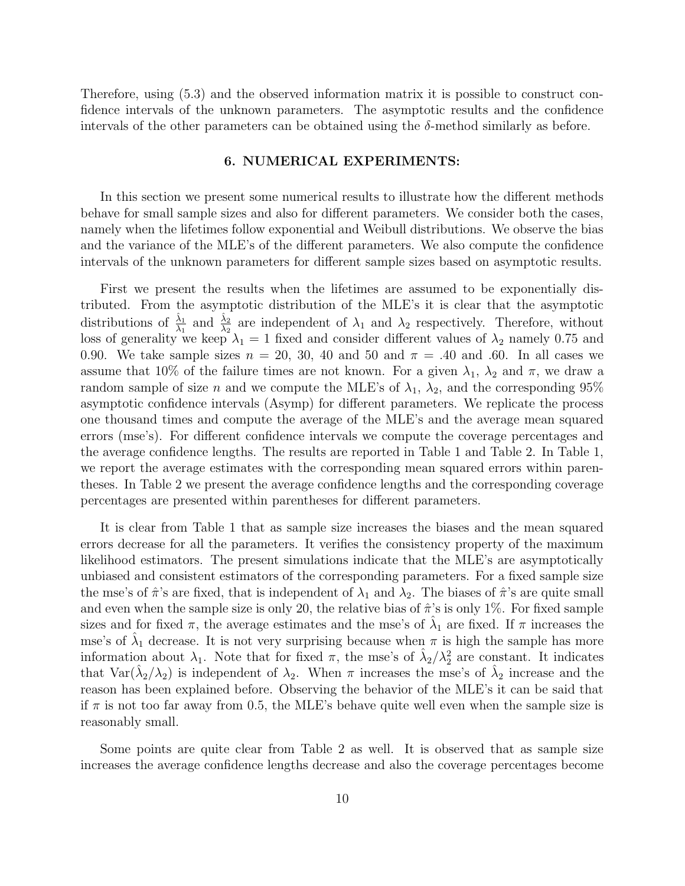Therefore, using (5.3) and the observed information matrix it is possible to construct confidence intervals of the unknown parameters. The asymptotic results and the confidence intervals of the other parameters can be obtained using the $\delta$-method similarly as before.

## 6. NUMERICAL EXPERIMENTS:

In this section we present some numerical results to illustrate how the different methods behave for small sample sizes and also for different parameters. We consider both the cases, namely when the lifetimes follow exponential and Weibull distributions. We observe the bias and the variance of the MLE's of the different parameters. We also compute the confidence intervals of the unknown parameters for different sample sizes based on asymptotic results.

First we present the results when the lifetimes are assumed to be exponentially distributed. From the asymptotic distribution of the MLE's it is clear that the asymptotic distributions of $\frac{\hat{\lambda}_1}{\lambda_1}$ and $\frac{\hat{\lambda}_2}{\lambda_2}$ are independent of $\lambda_1$ and $\lambda_2$ respectively. Therefore, without loss of generality we keep $\lambda_1 = 1$ fixed and consider different values of $\lambda_2$ namely 0.75 and 0.90. We take sample sizes $n = 20$, 30, 40 and 50 and $\pi = .40$ and .60. In all cases we assume that 10% of the failure times are not known. For a given $\lambda_1$, $\lambda_2$ and $\pi$, we draw a random sample of size $n$ and we compute the MLE's of $\lambda_1$, $\lambda_2$, and the corresponding 95% asymptotic confidence intervals (Asymp) for different parameters. We replicate the process one thousand times and compute the average of the MLE's and the average mean squared errors (mse's). For different confidence intervals we compute the coverage percentages and the average confidence lengths. The results are reported in Table 1 and Table 2. In Table 1, we report the average estimates with the corresponding mean squared errors within parentheses. In Table 2 we present the average confidence lengths and the corresponding coverage percentages are presented within parentheses for different parameters.

It is clear from Table 1 that as sample size increases the biases and the mean squared errors decrease for all the parameters. It verifies the consistency property of the maximum likelihood estimators. The present simulations indicate that the MLE's are asymptotically unbiased and consistent estimators of the corresponding parameters. For a fixed sample size the mse's of $\hat{\pi}$'s are fixed, that is independent of $\lambda_1$ and $\lambda_2$. The biases of $\hat{\pi}$'s are quite small and even when the sample size is only 20, the relative bias of $\hat{\pi}$'s is only 1%. For fixed sample sizes and for fixed $\pi$, the average estimates and the mse's of $\hat{\lambda}_1$ are fixed. If $\pi$ increases the mse's of $\hat{\lambda}_1$ decrease. It is not very surprising because when $\pi$ is high the sample has more information about $\lambda_1$. Note that for fixed $\pi$, the mse's of $\hat{\lambda}_2/\lambda_2^2$ are constant. It indicates that $\text{Var}(\hat{\lambda}_2/\lambda_2)$ is independent of $\lambda_2$. When $\pi$ increases the mse's of $\hat{\lambda}_2$ increase and the reason has been explained before. Observing the behavior of the MLE's it can be said that if $\pi$ is not too far away from 0.5, the MLE's behave quite well even when the sample size is reasonably small.

Some points are quite clear from Table 2 as well. It is observed that as sample size increases the average confidence lengths decrease and also the coverage percentages become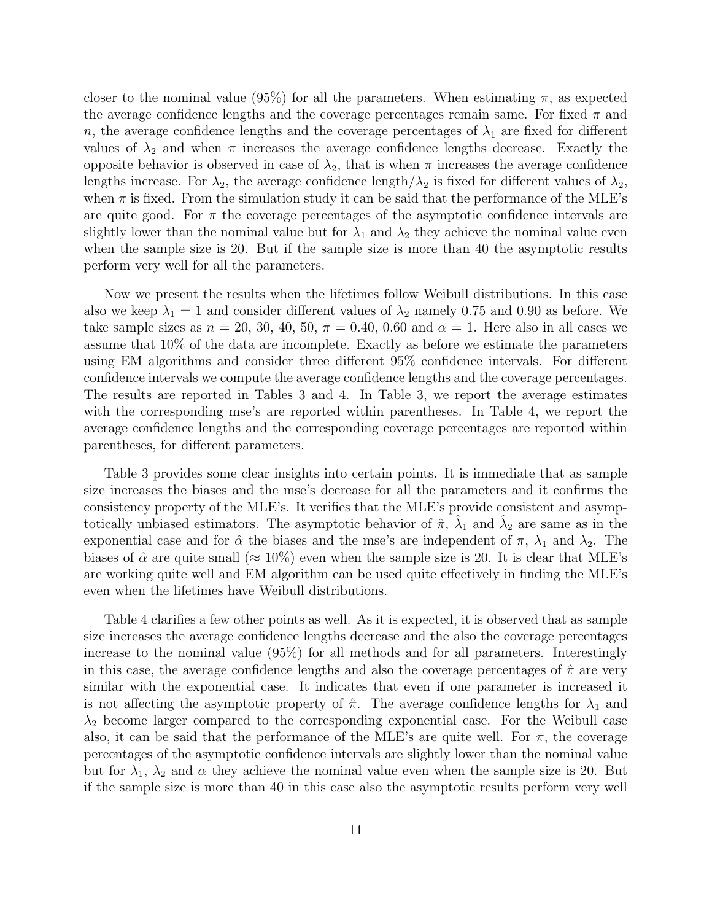closer to the nominal value (95%) for all the parameters. When estimating $\pi$, as expected the average confidence lengths and the coverage percentages remain same. For fixed $\pi$ and $n$, the average confidence lengths and the coverage percentages of $\lambda_1$ are fixed for different values of $\lambda_2$ and when $\pi$ increases the average confidence lengths decrease. Exactly the opposite behavior is observed in case of $\lambda_2$, that is when $\pi$ increases the average confidence lengths increase. For $\lambda_2$, the average confidence length/$\lambda_2$ is fixed for different values of $\lambda_2$, when $\pi$ is fixed. From the simulation study it can be said that the performance of the MLE's are quite good. For $\pi$ the coverage percentages of the asymptotic confidence intervals are slightly lower than the nominal value but for $\lambda_1$ and $\lambda_2$ they achieve the nominal value even when the sample size is 20. But if the sample size is more than 40 the asymptotic results perform very well for all the parameters.

Now we present the results when the lifetimes follow Weibull distributions. In this case also we keep $\lambda_1 = 1$ and consider different values of $\lambda_2$ namely 0.75 and 0.90 as before. We take sample sizes as $n$ = 20, 30, 40, 50, $\pi = 0.40, 0.60$ and $\alpha = 1$. Here also in all cases we assume that 10% of the data are incomplete. Exactly as before we estimate the parameters using EM algorithms and consider three different 95% confidence intervals. For different confidence intervals we compute the average confidence lengths and the coverage percentages. The results are reported in Tables 3 and 4. In Table 3, we report the average estimates with the corresponding mse's are reported within parentheses. In Table 4, we report the average confidence lengths and the corresponding coverage percentages are reported within parentheses, for different parameters.

Table 3 provides some clear insights into certain points. It is immediate that as sample size increases the biases and the mse's decrease for all the parameters and it confirms the consistency property of the MLE's. It verifies that the MLE's provide consistent and asymptotically unbiased estimators. The asymptotic behavior of $\hat{\pi}$, $\hat{\lambda}_1$ and $\hat{\lambda}_2$ are same as in the exponential case and for $\hat{\alpha}$ the biases and the mse's are independent of $\pi$, $\lambda_1$ and $\lambda_2$. The biases of $\hat{\alpha}$ are quite small ($\approx 10\%$) even when the sample size is 20. It is clear that MLE's are working quite well and EM algorithm can be used quite effectively in finding the MLE's even when the lifetimes have Weibull distributions.

Table 4 clarifies a few other points as well. As it is expected, it is observed that as sample size increases the average confidence lengths decrease and the also the coverage percentages increase to the nominal value (95%) for all methods and for all parameters. Interestingly in this case, the average confidence lengths and also the coverage percentages of $\hat{\pi}$ are very similar with the exponential case. It indicates that even if one parameter is increased it is not affecting the asymptotic property of $\hat{\pi}$. The average confidence lengths for $\lambda_1$ and $\lambda_2$ become larger compared to the corresponding exponential case. For the Weibull case also, it can be said that the performance of the MLE's are quite well. For $\pi$, the coverage percentages of the asymptotic confidence intervals are slightly lower than the nominal value but for $\lambda_1$, $\lambda_2$ and $\alpha$ they achieve the nominal value even when the sample size is 20. But if the sample size is more than 40 in this case also the asymptotic results perform very well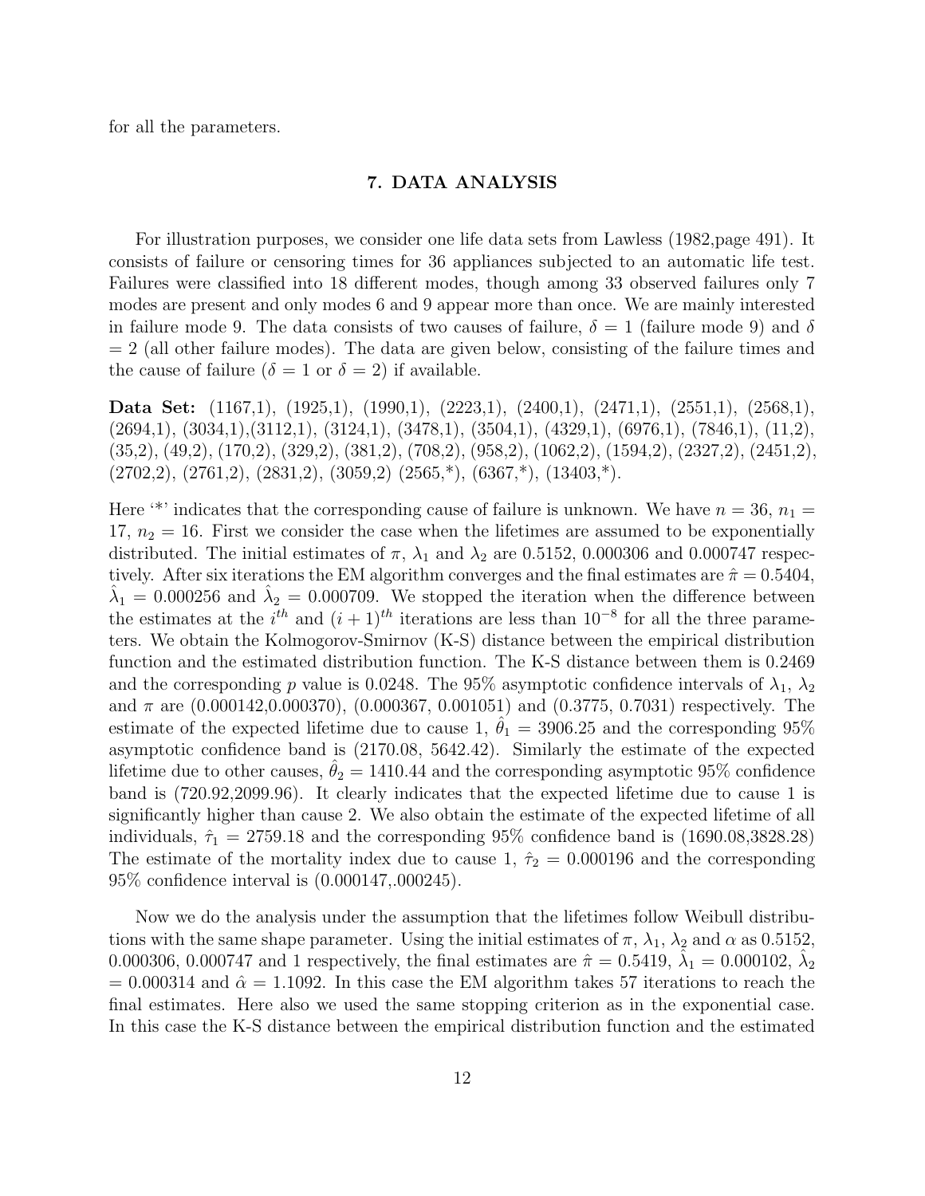for all the parameters.

## 7. DATA ANALYSIS

For illustration purposes, we consider one life data sets from Lawless (1982,page 491). It consists of failure or censoring times for 36 appliances subjected to an automatic life test. Failures were classified into 18 different modes, though among 33 observed failures only 7 modes are present and only modes 6 and 9 appear more than once. We are mainly interested in failure mode 9. The data consists of two causes of failure, $\delta = 1$ (failure mode 9) and $\delta = 2$ (all other failure modes). The data are given below, consisting of the failure times and the cause of failure ($\delta = 1$ or $\delta = 2$) if available.

**Data Set:** (1167,1), (1925,1), (1990,1), (2223,1), (2400,1), (2471,1), (2551,1), (2568,1), (2694,1), (3034,1),(3112,1), (3124,1), (3478,1), (3504,1), (4329,1), (6976,1), (7846,1), (11,2), (35,2), (49,2), (170,2), (329,2), (381,2), (708,2), (958,2), (1062,2), (1594,2), (2327,2), (2451,2), (2702,2), (2761,2), (2831,2), (3059,2) (2565,*), (6367,*), (13403,*).

Here '*' indicates that the corresponding cause of failure is unknown. We have $n = 36$, $n_1 = 17$, $n_2 = 16$. First we consider the case when the lifetimes are assumed to be exponentially distributed. The initial estimates of $\pi$, $\lambda_1$ and $\lambda_2$ are 0.5152, 0.000306 and 0.000747 respectively. After six iterations the EM algorithm converges and the final estimates are $\hat{\pi} = 0.5404$, $\hat{\lambda}_1 = 0.000256$ and $\hat{\lambda}_2 = 0.000709$. We stopped the iteration when the difference between the estimates at the $i^{th}$ and $(i+1)^{th}$ iterations are less than $10^{-8}$ for all the three parameters. We obtain the Kolmogorov-Smirnov (K-S) distance between the empirical distribution function and the estimated distribution function. The K-S distance between them is 0.2469 and the corresponding $p$ value is 0.0248. The 95% asymptotic confidence intervals of $\lambda_1$, $\lambda_2$ and $\pi$ are (0.000142,0.000370), (0.000367, 0.001051) and (0.3775, 0.7031) respectively. The estimate of the expected lifetime due to cause 1, $\hat{\theta}_1 = 3906.25$ and the corresponding 95% asymptotic confidence band is (2170.08, 5642.42). Similarly the estimate of the expected lifetime due to other causes, $\hat{\theta}_2 = 1410.44$ and the corresponding asymptotic 95% confidence band is (720.92,2099.96). It clearly indicates that the expected lifetime due to cause 1 is significantly higher than cause 2. We also obtain the estimate of the expected lifetime of all individuals, $\hat{\tau}_1 = 2759.18$ and the corresponding 95% confidence band is (1690.08,3828.28) The estimate of the mortality index due to cause 1, $\hat{\tau}_2 = 0.000196$ and the corresponding 95% confidence interval is (0.000147,.000245).

Now we do the analysis under the assumption that the lifetimes follow Weibull distributions with the same shape parameter. Using the initial estimates of $\pi$, $\lambda_1$, $\lambda_2$ and $\alpha$ as 0.5152, 0.000306, 0.000747 and 1 respectively, the final estimates are $\hat{\pi} = 0.5419$, $\hat{\lambda}_1 = 0.000102$, $\hat{\lambda}_2 = 0.000314$ and $\hat{\alpha} = 1.1092$. In this case the EM algorithm takes 57 iterations to reach the final estimates. Here also we used the same stopping criterion as in the exponential case. In this case the K-S distance between the empirical distribution function and the estimated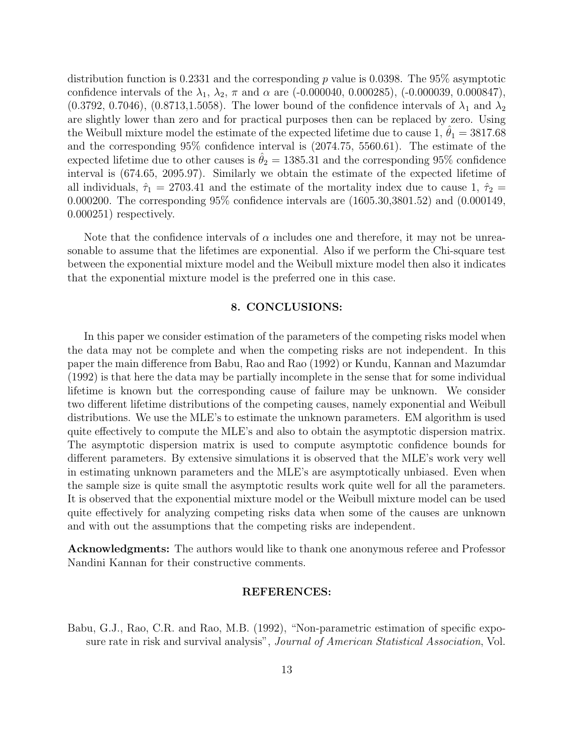distribution function is 0.2331 and the corresponding $p$ value is 0.0398. The 95% asymptotic confidence intervals of the $\lambda_1$, $\lambda_2$, $\pi$ and $\alpha$ are (-0.000040, 0.000285), (-0.000039, 0.000847), (0.3792, 0.7046), (0.8713,1.5058). The lower bound of the confidence intervals of $\lambda_1$ and $\lambda_2$ are slightly lower than zero and for practical purposes then can be replaced by zero. Using the Weibull mixture model the estimate of the expected lifetime due to cause 1, $\hat{\theta}_1 = 3817.68$ and the corresponding 95% confidence interval is (2074.75, 5560.61). The estimate of the expected lifetime due to other causes is $\hat{\theta}_2 = 1385.31$ and the corresponding 95% confidence interval is (674.65, 2095.97). Similarly we obtain the estimate of the expected lifetime of all individuals, $\hat{\tau}_1 = 2703.41$ and the estimate of the mortality index due to cause 1, $\hat{\tau}_2 = 0.000200$. The corresponding 95% confidence intervals are (1605.30,3801.52) and (0.000149, 0.000251) respectively.

Note that the confidence intervals of $\alpha$ includes one and therefore, it may not be unreasonable to assume that the lifetimes are exponential. Also if we perform the Chi-square test between the exponential mixture model and the Weibull mixture model then also it indicates that the exponential mixture model is the preferred one in this case.

## 8. CONCLUSIONS:

In this paper we consider estimation of the parameters of the competing risks model when the data may not be complete and when the competing risks are not independent. In this paper the main difference from Babu, Rao and Rao (1992) or Kundu, Kannan and Mazumdar (1992) is that here the data may be partially incomplete in the sense that for some individual lifetime is known but the corresponding cause of failure may be unknown. We consider two different lifetime distributions of the competing causes, namely exponential and Weibull distributions. We use the MLE's to estimate the unknown parameters. EM algorithm is used quite effectively to compute the MLE's and also to obtain the asymptotic dispersion matrix. The asymptotic dispersion matrix is used to compute asymptotic confidence bounds for different parameters. By extensive simulations it is observed that the MLE's work very well in estimating unknown parameters and the MLE's are asymptotically unbiased. Even when the sample size is quite small the asymptotic results work quite well for all the parameters. It is observed that the exponential mixture model or the Weibull mixture model can be used quite effectively for analyzing competing risks data when some of the causes are unknown and with out the assumptions that the competing risks are independent.

**Acknowledgments:** The authors would like to thank one anonymous referee and Professor Nandini Kannan for their constructive comments.

## REFERENCES:

Babu, G.J., Rao, C.R. and Rao, M.B. (1992), "Non-parametric estimation of specific exposure rate in risk and survival analysis", *Journal of American Statistical Association*, Vol.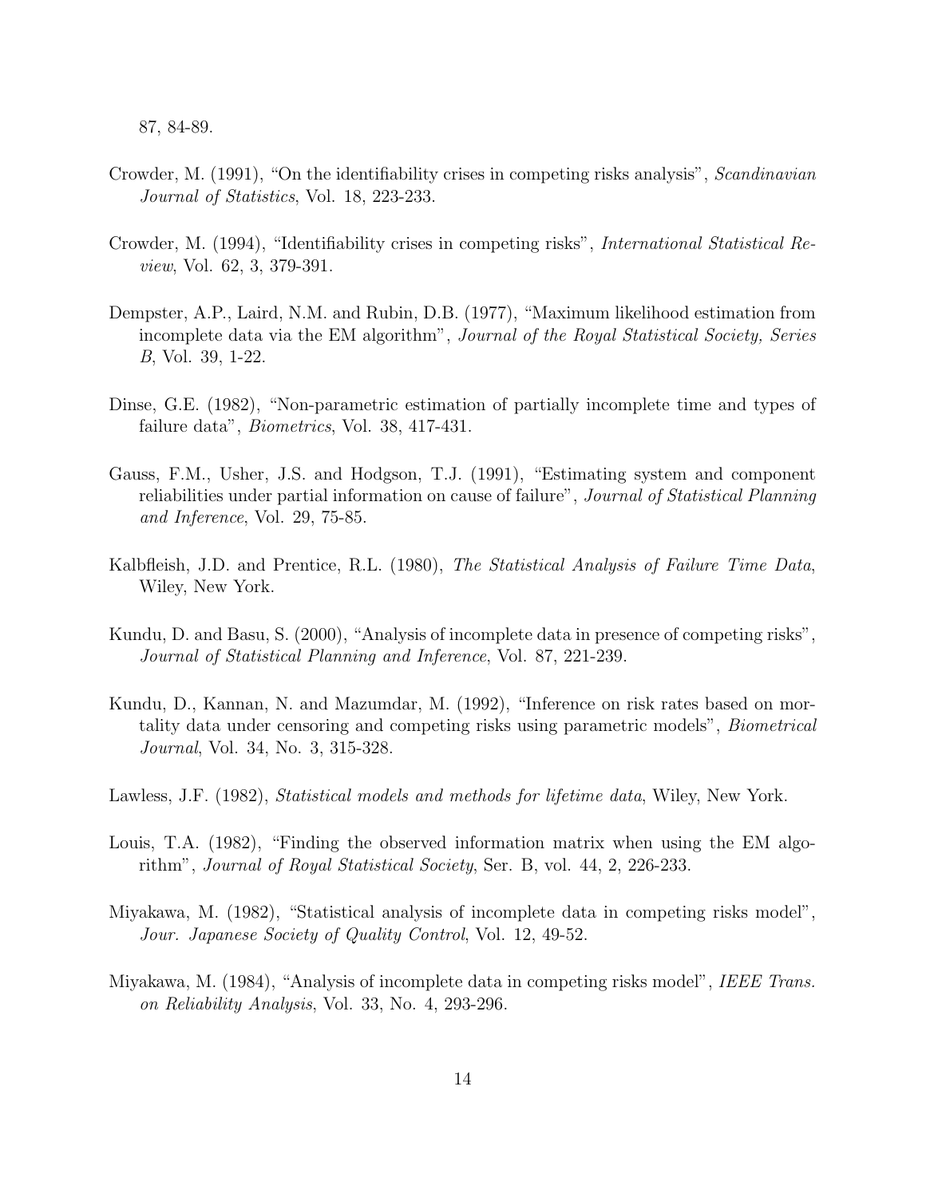87, 84-89.

Crowder, M. (1991), "On the identifiability crises in competing risks analysis", *Scandinavian Journal of Statistics*, Vol. 18, 223-233.

Crowder, M. (1994), "Identifiability crises in competing risks", *International Statistical Review*, Vol. 62, 3, 379-391.

Dempster, A.P., Laird, N.M. and Rubin, D.B. (1977), "Maximum likelihood estimation from incomplete data via the EM algorithm", *Journal of the Royal Statistical Society, Series B*, Vol. 39, 1-22.

Dinse, G.E. (1982), "Non-parametric estimation of partially incomplete time and types of failure data", *Biometrics*, Vol. 38, 417-431.

Gauss, F.M., Usher, J.S. and Hodgson, T.J. (1991), "Estimating system and component reliabilities under partial information on cause of failure", *Journal of Statistical Planning and Inference*, Vol. 29, 75-85.

Kalbfleish, J.D. and Prentice, R.L. (1980), *The Statistical Analysis of Failure Time Data*, Wiley, New York.

Kundu, D. and Basu, S. (2000), "Analysis of incomplete data in presence of competing risks", *Journal of Statistical Planning and Inference*, Vol. 87, 221-239.

Kundu, D., Kannan, N. and Mazumdar, M. (1992), "Inference on risk rates based on mortality data under censoring and competing risks using parametric models", *Biometrical Journal*, Vol. 34, No. 3, 315-328.

Lawless, J.F. (1982), *Statistical models and methods for lifetime data*, Wiley, New York.

Louis, T.A. (1982), "Finding the observed information matrix when using the EM algorithm", *Journal of Royal Statistical Society*, Ser. B, vol. 44, 2, 226-233.

Miyakawa, M. (1982), "Statistical analysis of incomplete data in competing risks model", *Jour. Japanese Society of Quality Control*, Vol. 12, 49-52.

Miyakawa, M. (1984), "Analysis of incomplete data in competing risks model", *IEEE Trans. on Reliability Analysis*, Vol. 33, No. 4, 293-296.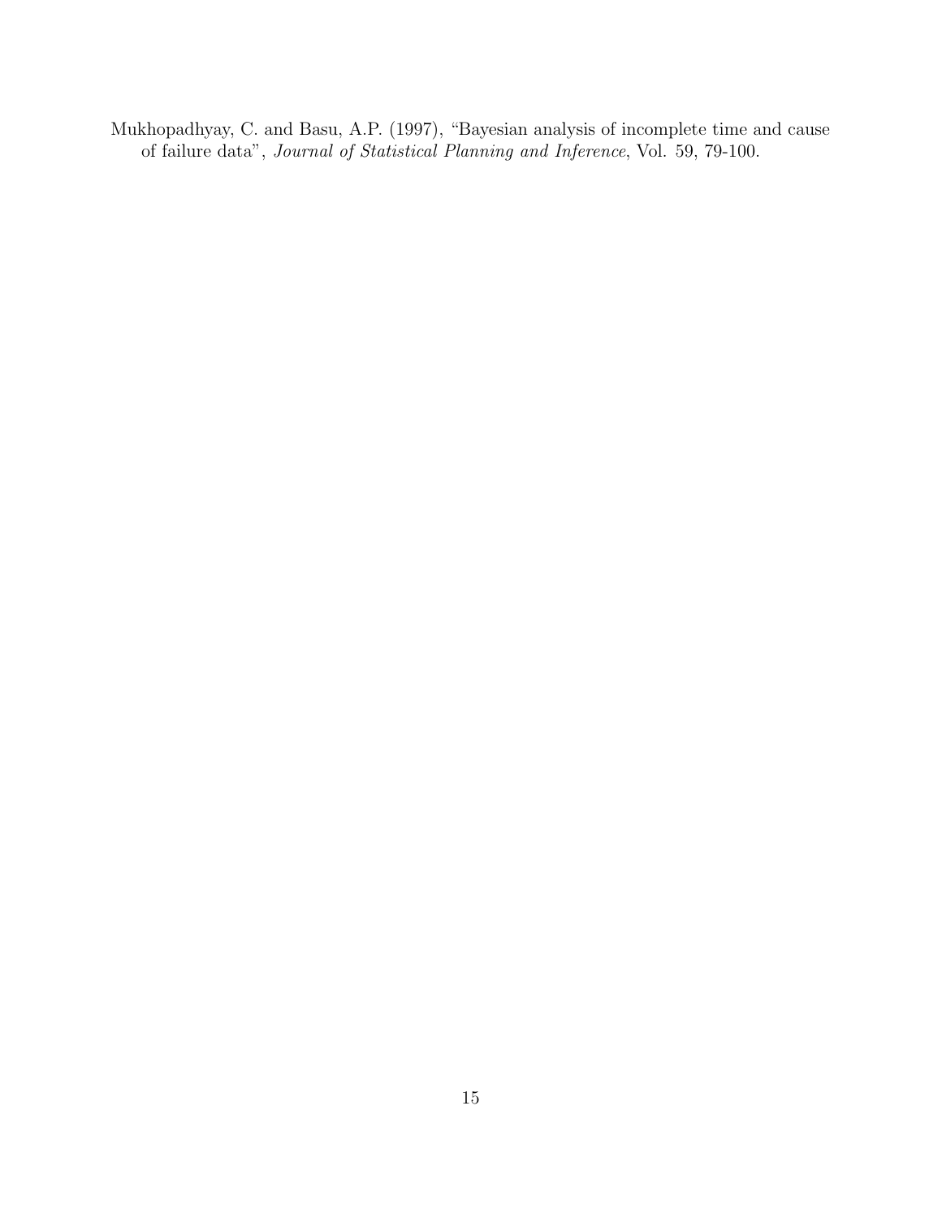Mukhopadhyay, C. and Basu, A.P. (1997), "Bayesian analysis of incomplete time and cause of failure data", *Journal of Statistical Planning and Inference*, Vol. 59, 79-100.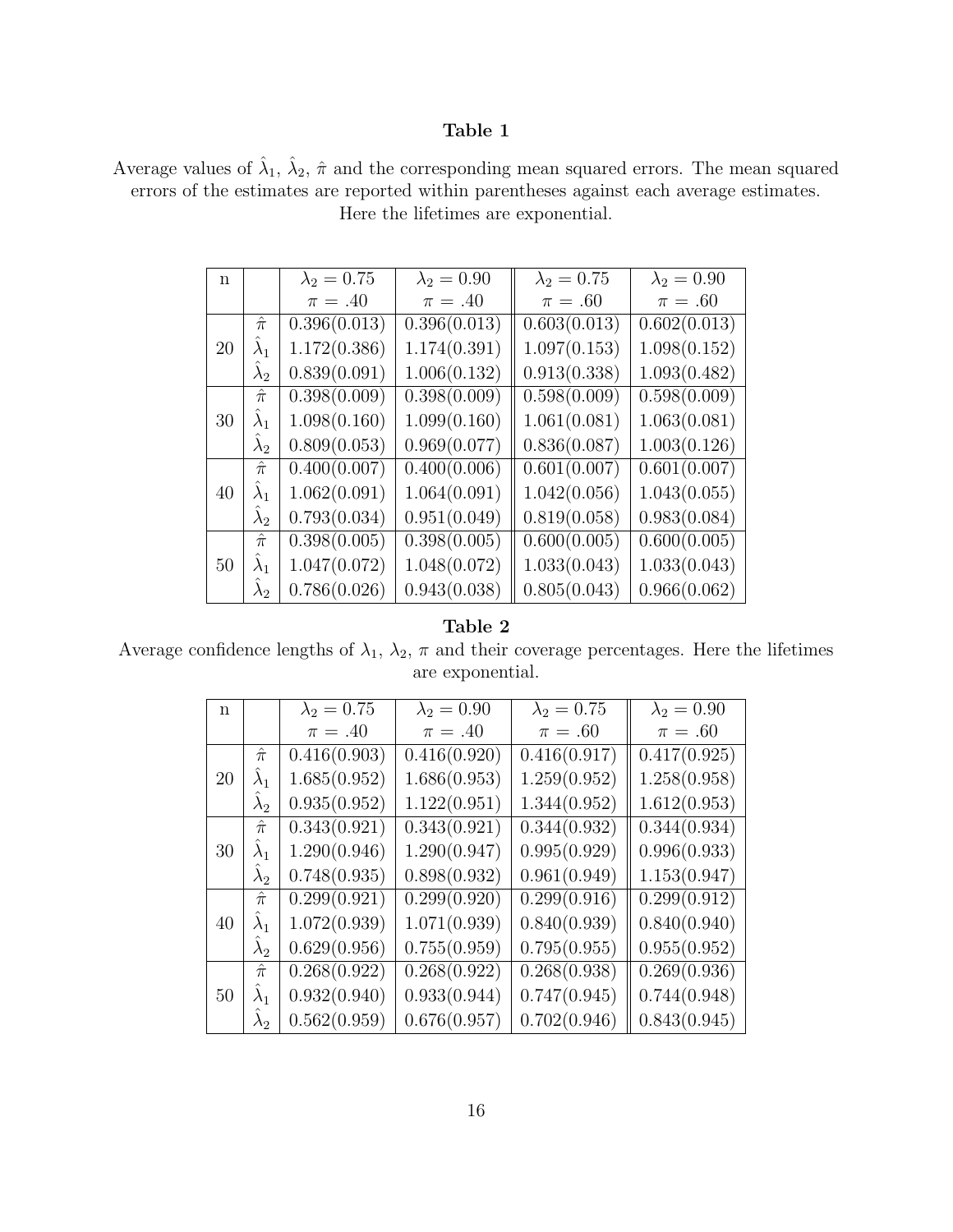**Table 1**

Average values of $\hat{\lambda}_1$, $\hat{\lambda}_2$, $\hat{\pi}$ and the corresponding mean squared errors. The mean squared errors of the estimates are reported within parentheses against each average estimates. Here the lifetimes are exponential.

| n | | $\lambda_2 = 0.75$ | $\lambda_2 = 0.90$ | $\lambda_2 = 0.75$ | $\lambda_2 = 0.90$ |
|---|---|---|---|---|---|
| | | $\pi = .40$ | $\pi = .40$ | $\pi = .60$ | $\pi = .60$ |
| | $\hat{\pi}$ | 0.396(0.013) | 0.396(0.013) | 0.603(0.013) | 0.602(0.013) |
| 20 | $\hat{\lambda}_1$ | 1.172(0.386) | 1.174(0.391) | 1.097(0.153) | 1.098(0.152) |
| | $\hat{\lambda}_2$ | 0.839(0.091) | 1.006(0.132) | 0.913(0.338) | 1.093(0.482) |
| | $\hat{\pi}$ | 0.398(0.009) | 0.398(0.009) | 0.598(0.009) | 0.598(0.009) |
| 30 | $\hat{\lambda}_1$ | 1.098(0.160) | 1.099(0.160) | 1.061(0.081) | 1.063(0.081) |
| | $\hat{\lambda}_2$ | 0.809(0.053) | 0.969(0.077) | 0.836(0.087) | 1.003(0.126) |
| | $\hat{\pi}$ | 0.400(0.007) | 0.400(0.006) | 0.601(0.007) | 0.601(0.007) |
| 40 | $\hat{\lambda}_1$ | 1.062(0.091) | 1.064(0.091) | 1.042(0.056) | 1.043(0.055) |
| | $\hat{\lambda}_2$ | 0.793(0.034) | 0.951(0.049) | 0.819(0.058) | 0.983(0.084) |
| | $\hat{\pi}$ | 0.398(0.005) | 0.398(0.005) | 0.600(0.005) | 0.600(0.005) |
| 50 | $\hat{\lambda}_1$ | 1.047(0.072) | 1.048(0.072) | 1.033(0.043) | 1.033(0.043) |
| | $\hat{\lambda}_2$ | 0.786(0.026) | 0.943(0.038) | 0.805(0.043) | 0.966(0.062) |

**Table 2**

Average confidence lengths of $\lambda_1$, $\lambda_2$, $\pi$ and their coverage percentages. Here the lifetimes are exponential.

| n | | $\lambda_2 = 0.75$ | $\lambda_2 = 0.90$ | $\lambda_2 = 0.75$ | $\lambda_2 = 0.90$ |
|---|---|---|---|---|---|
| | | $\pi = .40$ | $\pi = .40$ | $\pi = .60$ | $\pi = .60$ |
| | $\hat{\pi}$ | 0.416(0.903) | 0.416(0.920) | 0.416(0.917) | 0.417(0.925) |
| 20 | $\hat{\lambda}_1$ | 1.685(0.952) | 1.686(0.953) | 1.259(0.952) | 1.258(0.958) |
| | $\hat{\lambda}_2$ | 0.935(0.952) | 1.122(0.951) | 1.344(0.952) | 1.612(0.953) |
| | $\hat{\pi}$ | 0.343(0.921) | 0.343(0.921) | 0.344(0.932) | 0.344(0.934) |
| 30 | $\hat{\lambda}_1$ | 1.290(0.946) | 1.290(0.947) | 0.995(0.929) | 0.996(0.933) |
| | $\hat{\lambda}_2$ | 0.748(0.935) | 0.898(0.932) | 0.961(0.949) | 1.153(0.947) |
| | $\hat{\pi}$ | 0.299(0.921) | 0.299(0.920) | 0.299(0.916) | 0.299(0.912) |
| 40 | $\hat{\lambda}_1$ | 1.072(0.939) | 1.071(0.939) | 0.840(0.939) | 0.840(0.940) |
| | $\hat{\lambda}_2$ | 0.629(0.956) | 0.755(0.959) | 0.795(0.955) | 0.955(0.952) |
| | $\hat{\pi}$ | 0.268(0.922) | 0.268(0.922) | 0.268(0.938) | 0.269(0.936) |
| 50 | $\hat{\lambda}_1$ | 0.932(0.940) | 0.933(0.944) | 0.747(0.945) | 0.744(0.948) |
| | $\hat{\lambda}_2$ | 0.562(0.959) | 0.676(0.957) | 0.702(0.946) | 0.843(0.945) |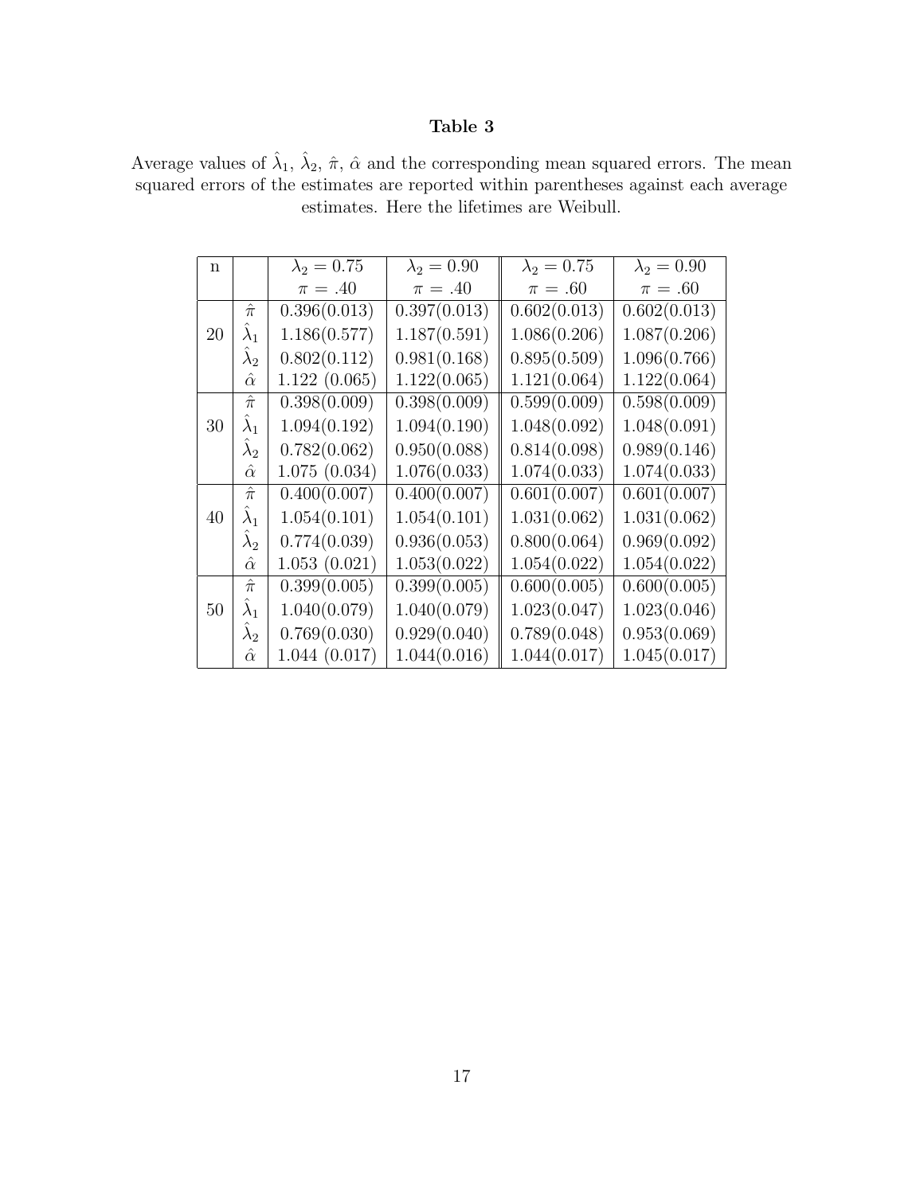**Table 3**

Average values of $\hat{\lambda}_1$, $\hat{\lambda}_2$, $\hat{\pi}$, $\hat{\alpha}$ and the corresponding mean squared errors. The mean squared errors of the estimates are reported within parentheses against each average estimates. Here the lifetimes are Weibull.

| n | | $\lambda_2 = 0.75$ | $\lambda_2 = 0.90$ | $\lambda_2 = 0.75$ | $\lambda_2 = 0.90$ |
|---|---|---|---|---|---|
| | | $\pi = .40$ | $\pi = .40$ | $\pi = .60$ | $\pi = .60$ |
| 20 | $\hat{\pi}$ | 0.396(0.013) | 0.397(0.013) | 0.602(0.013) | 0.602(0.013) |
| | $\hat{\lambda}_1$ | 1.186(0.577) | 1.187(0.591) | 1.086(0.206) | 1.087(0.206) |
| | $\hat{\lambda}_2$ | 0.802(0.112) | 0.981(0.168) | 0.895(0.509) | 1.096(0.766) |
| | $\hat{\alpha}$ | 1.122 (0.065) | 1.122(0.065) | 1.121(0.064) | 1.122(0.064) |
| 30 | $\hat{\pi}$ | 0.398(0.009) | 0.398(0.009) | 0.599(0.009) | 0.598(0.009) |
| | $\hat{\lambda}_1$ | 1.094(0.192) | 1.094(0.190) | 1.048(0.092) | 1.048(0.091) |
| | $\hat{\lambda}_2$ | 0.782(0.062) | 0.950(0.088) | 0.814(0.098) | 0.989(0.146) |
| | $\hat{\alpha}$ | 1.075 (0.034) | 1.076(0.033) | 1.074(0.033) | 1.074(0.033) |
| 40 | $\hat{\pi}$ | 0.400(0.007) | 0.400(0.007) | 0.601(0.007) | 0.601(0.007) |
| | $\hat{\lambda}_1$ | 1.054(0.101) | 1.054(0.101) | 1.031(0.062) | 1.031(0.062) |
| | $\hat{\lambda}_2$ | 0.774(0.039) | 0.936(0.053) | 0.800(0.064) | 0.969(0.092) |
| | $\hat{\alpha}$ | 1.053 (0.021) | 1.053(0.022) | 1.054(0.022) | 1.054(0.022) |
| 50 | $\hat{\pi}$ | 0.399(0.005) | 0.399(0.005) | 0.600(0.005) | 0.600(0.005) |
| | $\hat{\lambda}_1$ | 1.040(0.079) | 1.040(0.079) | 1.023(0.047) | 1.023(0.046) |
| | $\hat{\lambda}_2$ | 0.769(0.030) | 0.929(0.040) | 0.789(0.048) | 0.953(0.069) |
| | $\hat{\alpha}$ | 1.044 (0.017) | 1.044(0.016) | 1.044(0.017) | 1.045(0.017) |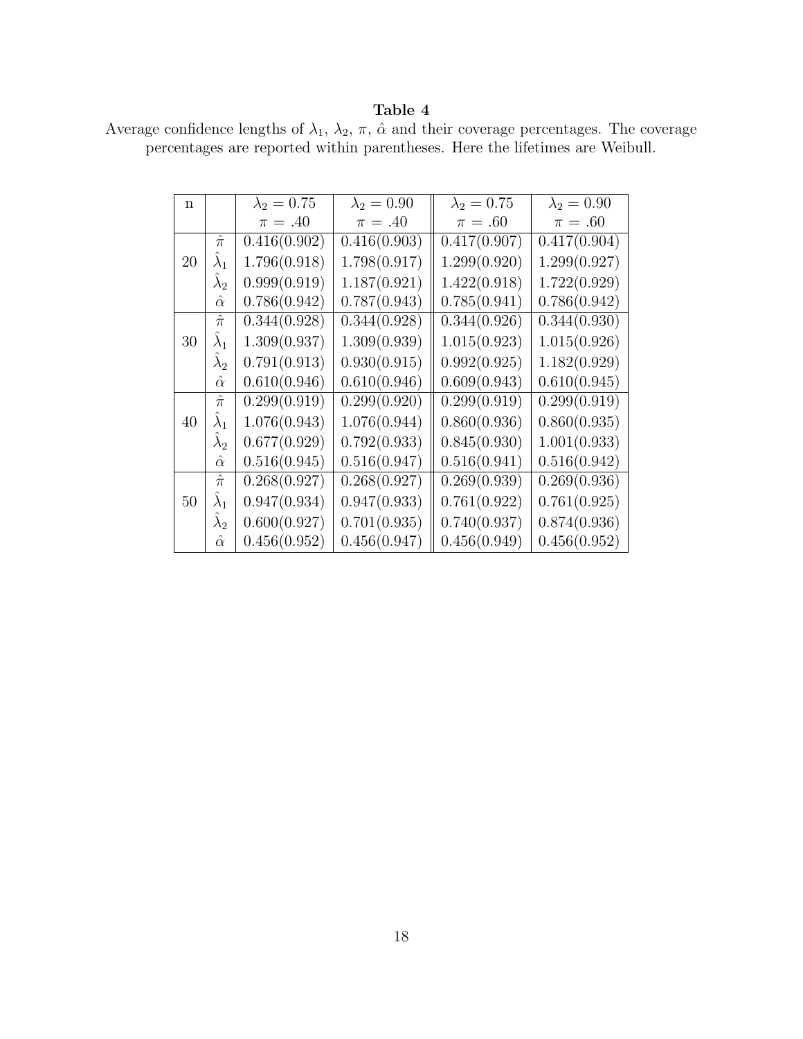**Table 4**

Average confidence lengths of $\lambda_1$, $\lambda_2$, $\pi$, $\hat{\alpha}$ and their coverage percentages. The coverage percentages are reported within parentheses. Here the lifetimes are Weibull.

| n | | $\lambda_2 = 0.75$ | $\lambda_2 = 0.90$ | $\lambda_2 = 0.75$ | $\lambda_2 = 0.90$ |
|---|---|---|---|---|---|
| | | $\pi = .40$ | $\pi = .40$ | $\pi = .60$ | $\pi = .60$ |
| 20 | $\hat{\pi}$ | 0.416(0.902) | 0.416(0.903) | 0.417(0.907) | 0.417(0.904) |
| | $\hat{\lambda}_1$ | 1.796(0.918) | 1.798(0.917) | 1.299(0.920) | 1.299(0.927) |
| | $\hat{\lambda}_2$ | 0.999(0.919) | 1.187(0.921) | 1.422(0.918) | 1.722(0.929) |
| | $\hat{\alpha}$ | 0.786(0.942) | 0.787(0.943) | 0.785(0.941) | 0.786(0.942) |
| 30 | $\hat{\pi}$ | 0.344(0.928) | 0.344(0.928) | 0.344(0.926) | 0.344(0.930) |
| | $\hat{\lambda}_1$ | 1.309(0.937) | 1.309(0.939) | 1.015(0.923) | 1.015(0.926) |
| | $\hat{\lambda}_2$ | 0.791(0.913) | 0.930(0.915) | 0.992(0.925) | 1.182(0.929) |
| | $\hat{\alpha}$ | 0.610(0.946) | 0.610(0.946) | 0.609(0.943) | 0.610(0.945) |
| 40 | $\hat{\pi}$ | 0.299(0.919) | 0.299(0.920) | 0.299(0.919) | 0.299(0.919) |
| | $\hat{\lambda}_1$ | 1.076(0.943) | 1.076(0.944) | 0.860(0.936) | 0.860(0.935) |
| | $\hat{\lambda}_2$ | 0.677(0.929) | 0.792(0.933) | 0.845(0.930) | 1.001(0.933) |
| | $\hat{\alpha}$ | 0.516(0.945) | 0.516(0.947) | 0.516(0.941) | 0.516(0.942) |
| 50 | $\hat{\pi}$ | 0.268(0.927) | 0.268(0.927) | 0.269(0.939) | 0.269(0.936) |
| | $\hat{\lambda}_1$ | 0.947(0.934) | 0.947(0.933) | 0.761(0.922) | 0.761(0.925) |
| | $\hat{\lambda}_2$ | 0.600(0.927) | 0.701(0.935) | 0.740(0.937) | 0.874(0.936) |
| | $\hat{\alpha}$ | 0.456(0.952) | 0.456(0.947) | 0.456(0.949) | 0.456(0.952) |